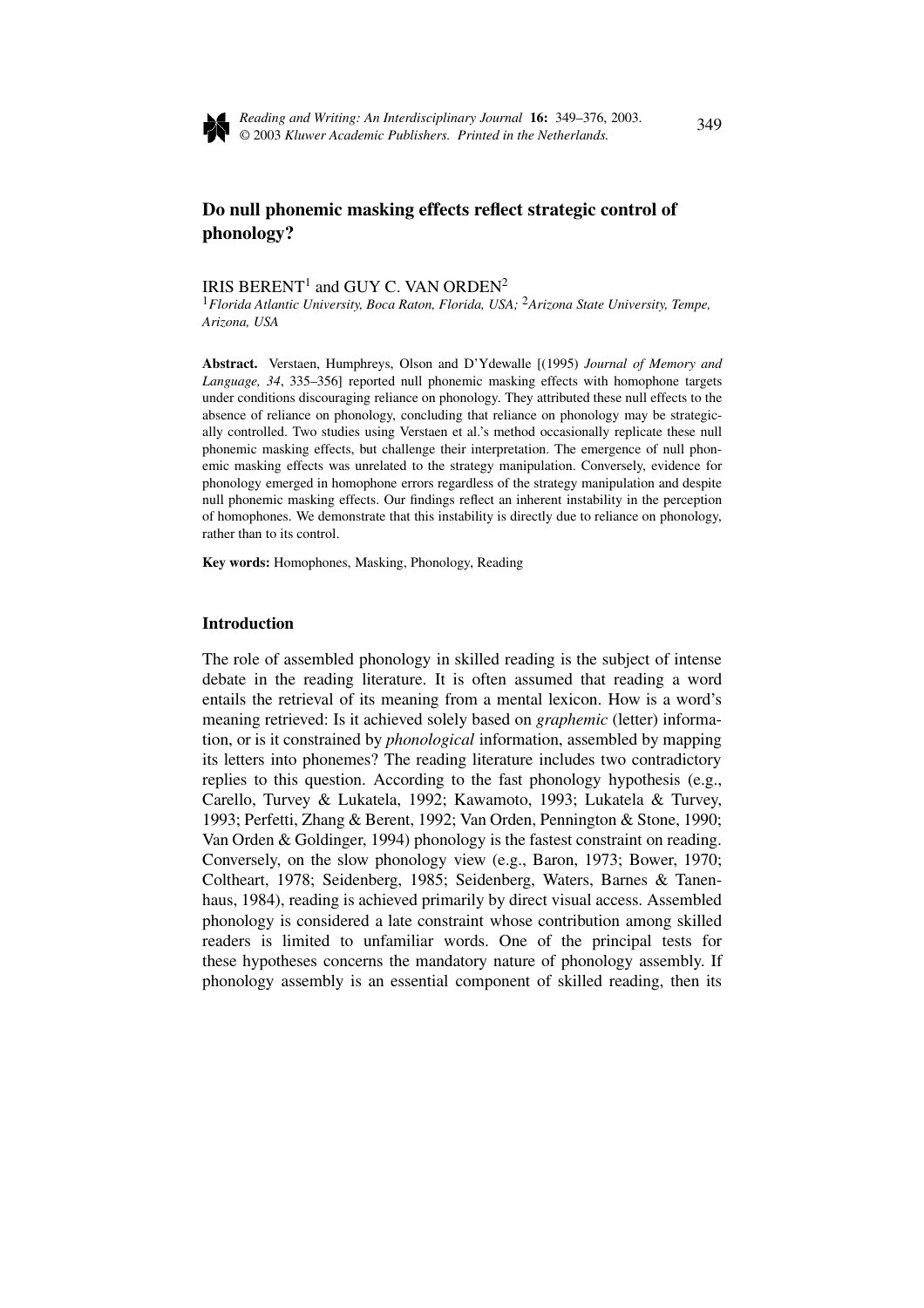# Do null phonemic masking effects reflect strategic control of phonology?

IRIS BERENT[1] and GUY C. VAN ORDEN[2]

[1]*Florida Atlantic University, Boca Raton, Florida, USA;* [2]*Arizona State University, Tempe, Arizona, USA*

**Abstract.** Verstaen, Humphreys, Olson and D'Ydewalle [(1995) *Journal of Memory and Language, 34*, 335–356] reported null phonemic masking effects with homophone targets under conditions discouraging reliance on phonology. They attributed these null effects to the absence of reliance on phonology, concluding that reliance on phonology may be strategically controlled. Two studies using Verstaen et al.'s method occasionally replicate these null phonemic masking effects, but challenge their interpretation. The emergence of null phonemic masking effects was unrelated to the strategy manipulation. Conversely, evidence for phonology emerged in homophone errors regardless of the strategy manipulation and despite null phonemic masking effects. Our findings reflect an inherent instability in the perception of homophones. We demonstrate that this instability is directly due to reliance on phonology, rather than to its control.

**Key words:** Homophones, Masking, Phonology, Reading

## Introduction

The role of assembled phonology in skilled reading is the subject of intense debate in the reading literature. It is often assumed that reading a word entails the retrieval of its meaning from a mental lexicon. How is a word's meaning retrieved: Is it achieved solely based on *graphemic* (letter) information, or is it constrained by *phonological* information, assembled by mapping its letters into phonemes? The reading literature includes two contradictory replies to this question. According to the fast phonology hypothesis (e.g., Carello, Turvey & Lukatela, 1992; Kawamoto, 1993; Lukatela & Turvey, 1993; Perfetti, Zhang & Berent, 1992; Van Orden, Pennington & Stone, 1990; Van Orden & Goldinger, 1994) phonology is the fastest constraint on reading. Conversely, on the slow phonology view (e.g., Baron, 1973; Bower, 1970; Coltheart, 1978; Seidenberg, 1985; Seidenberg, Waters, Barnes & Tanenhaus, 1984), reading is achieved primarily by direct visual access. Assembled phonology is considered a late constraint whose contribution among skilled readers is limited to unfamiliar words. One of the principal tests for these hypotheses concerns the mandatory nature of phonology assembly. If phonology assembly is an essential component of skilled reading, then its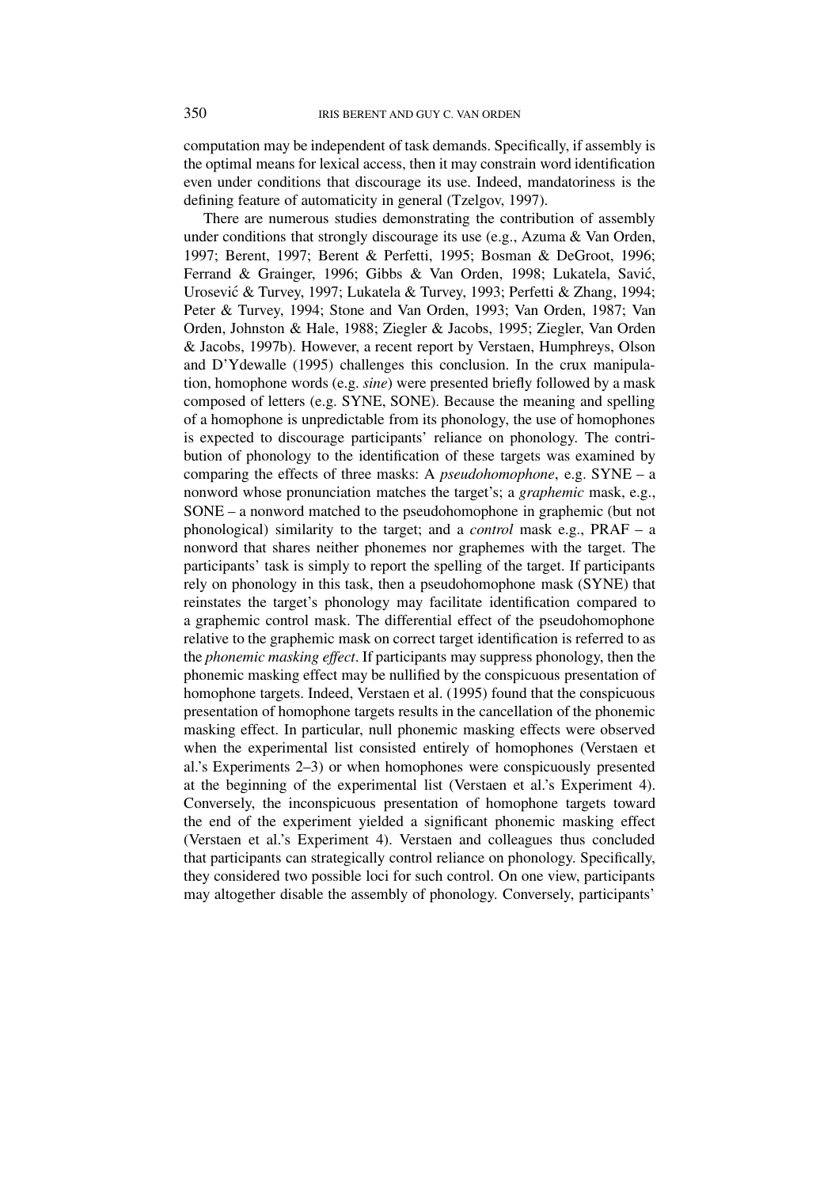computation may be independent of task demands. Specifically, if assembly is the optimal means for lexical access, then it may constrain word identification even under conditions that discourage its use. Indeed, mandatoriness is the defining feature of automaticity in general (Tzelgov, 1997).

There are numerous studies demonstrating the contribution of assembly under conditions that strongly discourage its use (e.g., Azuma & Van Orden, 1997; Berent, 1997; Berent & Perfetti, 1995; Bosman & DeGroot, 1996; Ferrand & Grainger, 1996; Gibbs & Van Orden, 1998; Lukatela, Savić, Urosević & Turvey, 1997; Lukatela & Turvey, 1993; Perfetti & Zhang, 1994; Peter & Turvey, 1994; Stone and Van Orden, 1993; Van Orden, 1987; Van Orden, Johnston & Hale, 1988; Ziegler & Jacobs, 1995; Ziegler, Van Orden & Jacobs, 1997b). However, a recent report by Verstaen, Humphreys, Olson and D'Ydewalle (1995) challenges this conclusion. In the crux manipulation, homophone words (e.g. *sine*) were presented briefly followed by a mask composed of letters (e.g. SYNE, SONE). Because the meaning and spelling of a homophone is unpredictable from its phonology, the use of homophones is expected to discourage participants' reliance on phonology. The contribution of phonology to the identification of these targets was examined by comparing the effects of three masks: A *pseudohomophone*, e.g. SYNE – a nonword whose pronunciation matches the target's; a *graphemic* mask, e.g., SONE – a nonword matched to the pseudohomophone in graphemic (but not phonological) similarity to the target; and a *control* mask e.g., PRAF – a nonword that shares neither phonemes nor graphemes with the target. The participants' task is simply to report the spelling of the target. If participants rely on phonology in this task, then a pseudohomophone mask (SYNE) that reinstates the target's phonology may facilitate identification compared to a graphemic control mask. The differential effect of the pseudohomophone relative to the graphemic mask on correct target identification is referred to as the *phonemic masking effect*. If participants may suppress phonology, then the phonemic masking effect may be nullified by the conspicuous presentation of homophone targets. Indeed, Verstaen et al. (1995) found that the conspicuous presentation of homophone targets results in the cancellation of the phonemic masking effect. In particular, null phonemic masking effects were observed when the experimental list consisted entirely of homophones (Verstaen et al.'s Experiments 2–3) or when homophones were conspicuously presented at the beginning of the experimental list (Verstaen et al.'s Experiment 4). Conversely, the inconspicuous presentation of homophone targets toward the end of the experiment yielded a significant phonemic masking effect (Verstaen et al.'s Experiment 4). Verstaen and colleagues thus concluded that participants can strategically control reliance on phonology. Specifically, they considered two possible loci for such control. On one view, participants may altogether disable the assembly of phonology. Conversely, participants'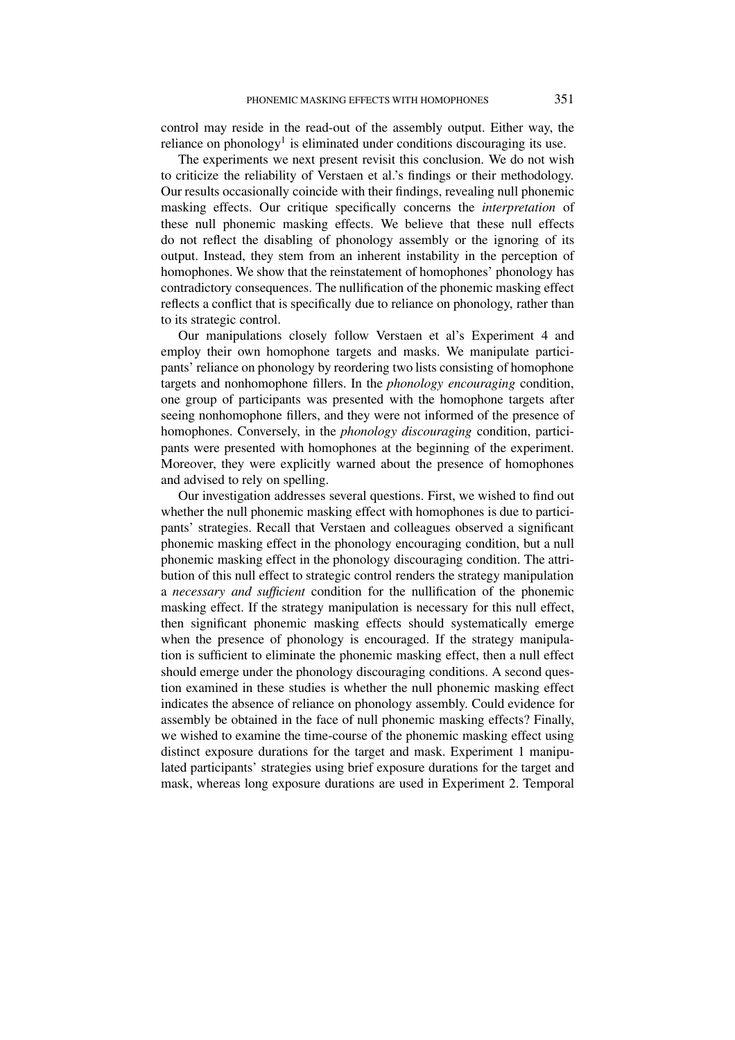control may reside in the read-out of the assembly output. Either way, the reliance on phonology[1] is eliminated under conditions discouraging its use.

The experiments we next present revisit this conclusion. We do not wish to criticize the reliability of Verstaen et al.'s findings or their methodology. Our results occasionally coincide with their findings, revealing null phonemic masking effects. Our critique specifically concerns the *interpretation* of these null phonemic masking effects. We believe that these null effects do not reflect the disabling of phonology assembly or the ignoring of its output. Instead, they stem from an inherent instability in the perception of homophones. We show that the reinstatement of homophones' phonology has contradictory consequences. The nullification of the phonemic masking effect reflects a conflict that is specifically due to reliance on phonology, rather than to its strategic control.

Our manipulations closely follow Verstaen et al's Experiment 4 and employ their own homophone targets and masks. We manipulate participants' reliance on phonology by reordering two lists consisting of homophone targets and nonhomophone fillers. In the *phonology encouraging* condition, one group of participants was presented with the homophone targets after seeing nonhomophone fillers, and they were not informed of the presence of homophones. Conversely, in the *phonology discouraging* condition, participants were presented with homophones at the beginning of the experiment. Moreover, they were explicitly warned about the presence of homophones and advised to rely on spelling.

Our investigation addresses several questions. First, we wished to find out whether the null phonemic masking effect with homophones is due to participants' strategies. Recall that Verstaen and colleagues observed a significant phonemic masking effect in the phonology encouraging condition, but a null phonemic masking effect in the phonology discouraging condition. The attribution of this null effect to strategic control renders the strategy manipulation a *necessary and sufficient* condition for the nullification of the phonemic masking effect. If the strategy manipulation is necessary for this null effect, then significant phonemic masking effects should systematically emerge when the presence of phonology is encouraged. If the strategy manipulation is sufficient to eliminate the phonemic masking effect, then a null effect should emerge under the phonology discouraging conditions. A second question examined in these studies is whether the null phonemic masking effect indicates the absence of reliance on phonology assembly. Could evidence for assembly be obtained in the face of null phonemic masking effects? Finally, we wished to examine the time-course of the phonemic masking effect using distinct exposure durations for the target and mask. Experiment 1 manipulated participants' strategies using brief exposure durations for the target and mask, whereas long exposure durations are used in Experiment 2. Temporal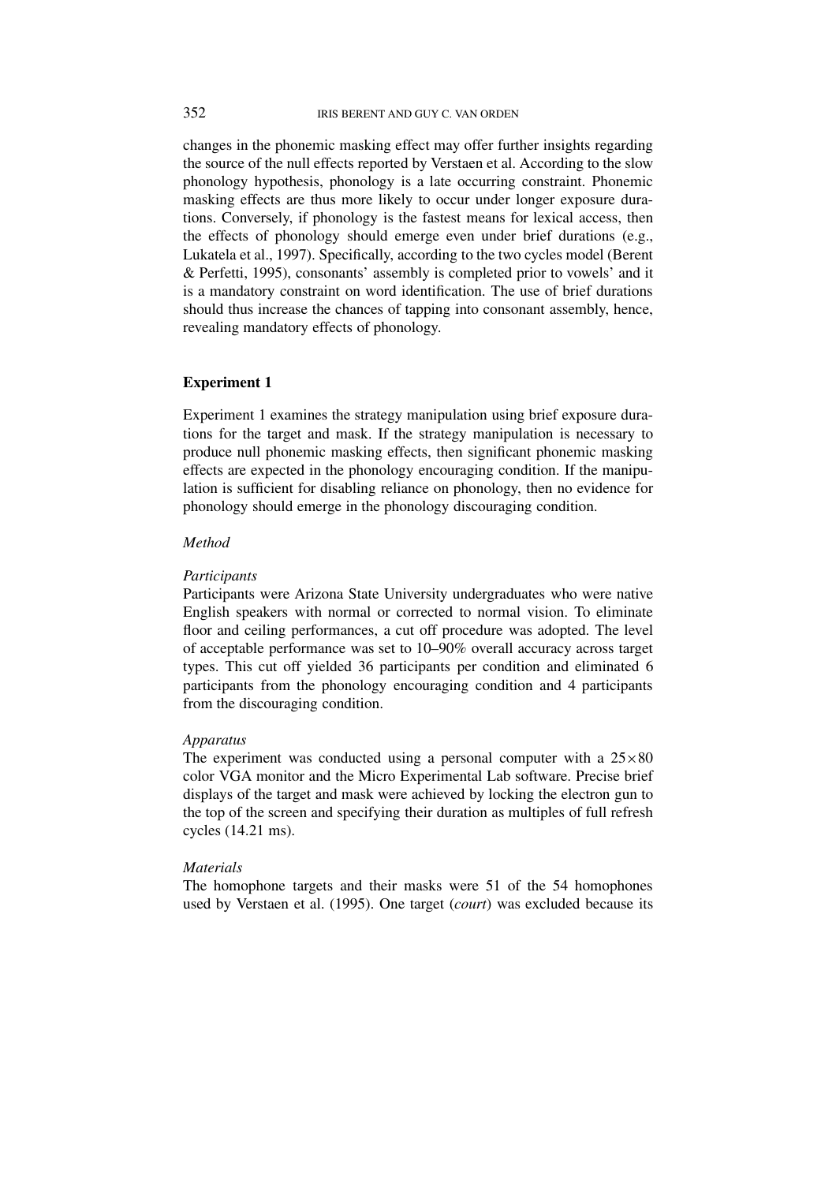changes in the phonemic masking effect may offer further insights regarding the source of the null effects reported by Verstaen et al. According to the slow phonology hypothesis, phonology is a late occurring constraint. Phonemic masking effects are thus more likely to occur under longer exposure durations. Conversely, if phonology is the fastest means for lexical access, then the effects of phonology should emerge even under brief durations (e.g., Lukatela et al., 1997). Specifically, according to the two cycles model (Berent & Perfetti, 1995), consonants' assembly is completed prior to vowels' and it is a mandatory constraint on word identification. The use of brief durations should thus increase the chances of tapping into consonant assembly, hence, revealing mandatory effects of phonology.

## Experiment 1

Experiment 1 examines the strategy manipulation using brief exposure durations for the target and mask. If the strategy manipulation is necessary to produce null phonemic masking effects, then significant phonemic masking effects are expected in the phonology encouraging condition. If the manipulation is sufficient for disabling reliance on phonology, then no evidence for phonology should emerge in the phonology discouraging condition.

### *Method*

#### *Participants*

Participants were Arizona State University undergraduates who were native English speakers with normal or corrected to normal vision. To eliminate floor and ceiling performances, a cut off procedure was adopted. The level of acceptable performance was set to 10–90% overall accuracy across target types. This cut off yielded 36 participants per condition and eliminated 6 participants from the phonology encouraging condition and 4 participants from the discouraging condition.

#### *Apparatus*

The experiment was conducted using a personal computer with a $25 \times 80$ color VGA monitor and the Micro Experimental Lab software. Precise brief displays of the target and mask were achieved by locking the electron gun to the top of the screen and specifying their duration as multiples of full refresh cycles (14.21 ms).

#### *Materials*

The homophone targets and their masks were 51 of the 54 homophones used by Verstaen et al. (1995). One target (*court*) was excluded because its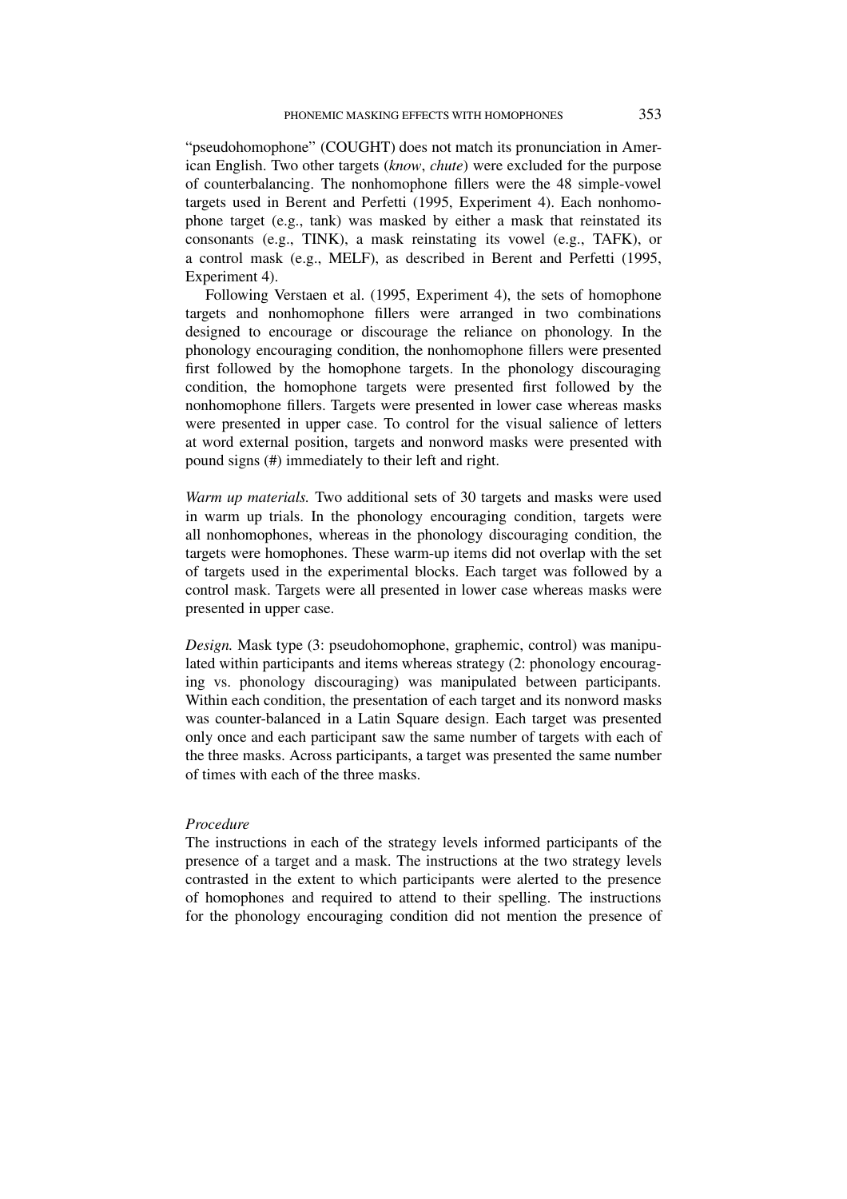"pseudohomophone" (COUGHT) does not match its pronunciation in American English. Two other targets (*know*, *chute*) were excluded for the purpose of counterbalancing. The nonhomophone fillers were the 48 simple-vowel targets used in Berent and Perfetti (1995, Experiment 4). Each nonhomophone target (e.g., tank) was masked by either a mask that reinstated its consonants (e.g., TINK), a mask reinstating its vowel (e.g., TAFK), or a control mask (e.g., MELF), as described in Berent and Perfetti (1995, Experiment 4).

Following Verstaen et al. (1995, Experiment 4), the sets of homophone targets and nonhomophone fillers were arranged in two combinations designed to encourage or discourage the reliance on phonology. In the phonology encouraging condition, the nonhomophone fillers were presented first followed by the homophone targets. In the phonology discouraging condition, the homophone targets were presented first followed by the nonhomophone fillers. Targets were presented in lower case whereas masks were presented in upper case. To control for the visual salience of letters at word external position, targets and nonword masks were presented with pound signs (#) immediately to their left and right.

*Warm up materials.* Two additional sets of 30 targets and masks were used in warm up trials. In the phonology encouraging condition, targets were all nonhomophones, whereas in the phonology discouraging condition, the targets were homophones. These warm-up items did not overlap with the set of targets used in the experimental blocks. Each target was followed by a control mask. Targets were all presented in lower case whereas masks were presented in upper case.

*Design.* Mask type (3: pseudohomophone, graphemic, control) was manipulated within participants and items whereas strategy (2: phonology encouraging vs. phonology discouraging) was manipulated between participants. Within each condition, the presentation of each target and its nonword masks was counter-balanced in a Latin Square design. Each target was presented only once and each participant saw the same number of targets with each of the three masks. Across participants, a target was presented the same number of times with each of the three masks.

### *Procedure*

The instructions in each of the strategy levels informed participants of the presence of a target and a mask. The instructions at the two strategy levels contrasted in the extent to which participants were alerted to the presence of homophones and required to attend to their spelling. The instructions for the phonology encouraging condition did not mention the presence of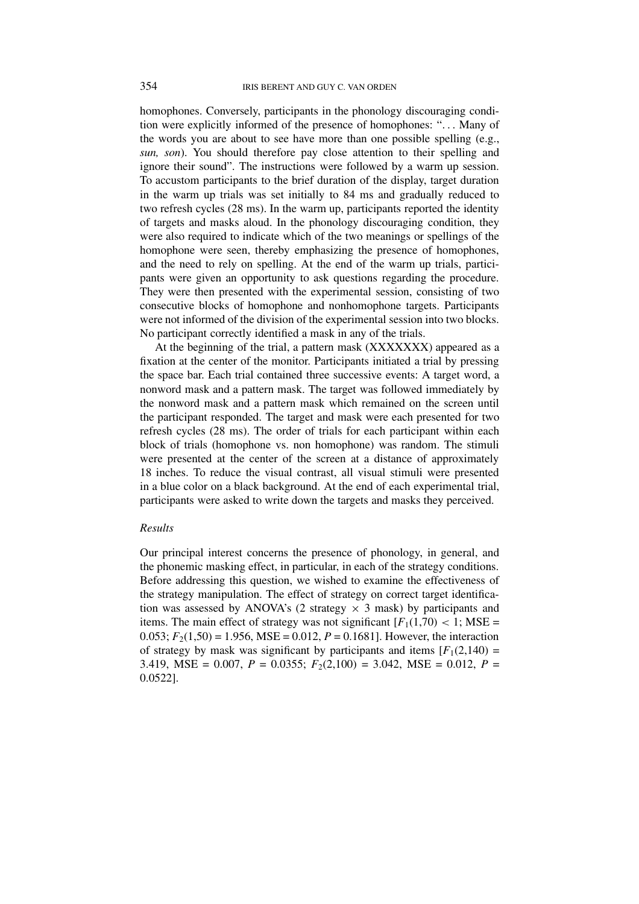homophones. Conversely, participants in the phonology discouraging condition were explicitly informed of the presence of homophones: "... Many of the words you are about to see have more than one possible spelling (e.g., *sun, son*). You should therefore pay close attention to their spelling and ignore their sound". The instructions were followed by a warm up session. To accustom participants to the brief duration of the display, target duration in the warm up trials was set initially to 84 ms and gradually reduced to two refresh cycles (28 ms). In the warm up, participants reported the identity of targets and masks aloud. In the phonology discouraging condition, they were also required to indicate which of the two meanings or spellings of the homophone were seen, thereby emphasizing the presence of homophones, and the need to rely on spelling. At the end of the warm up trials, participants were given an opportunity to ask questions regarding the procedure. They were then presented with the experimental session, consisting of two consecutive blocks of homophone and nonhomophone targets. Participants were not informed of the division of the experimental session into two blocks. No participant correctly identified a mask in any of the trials.

At the beginning of the trial, a pattern mask (XXXXXXX) appeared as a fixation at the center of the monitor. Participants initiated a trial by pressing the space bar. Each trial contained three successive events: A target word, a nonword mask and a pattern mask. The target was followed immediately by the nonword mask and a pattern mask which remained on the screen until the participant responded. The target and mask were each presented for two refresh cycles (28 ms). The order of trials for each participant within each block of trials (homophone vs. non homophone) was random. The stimuli were presented at the center of the screen at a distance of approximately 18 inches. To reduce the visual contrast, all visual stimuli were presented in a blue color on a black background. At the end of each experimental trial, participants were asked to write down the targets and masks they perceived.

### *Results*

Our principal interest concerns the presence of phonology, in general, and the phonemic masking effect, in particular, in each of the strategy conditions. Before addressing this question, we wished to examine the effectiveness of the strategy manipulation. The effect of strategy on correct target identification was assessed by ANOVA's (2 strategy $\times$ 3 mask) by participants and items. The main effect of strategy was not significant [$F_1(1,70) < 1$; MSE = 0.053; $F_2(1,50) = 1.956$, MSE = 0.012, $P = 0.1681$]. However, the interaction of strategy by mask was significant by participants and items [$F_1(2,140) = 3.419$, MSE = 0.007, $P = 0.0355$; $F_2(2,100) = 3.042$, MSE = 0.012, $P = 0.0522$].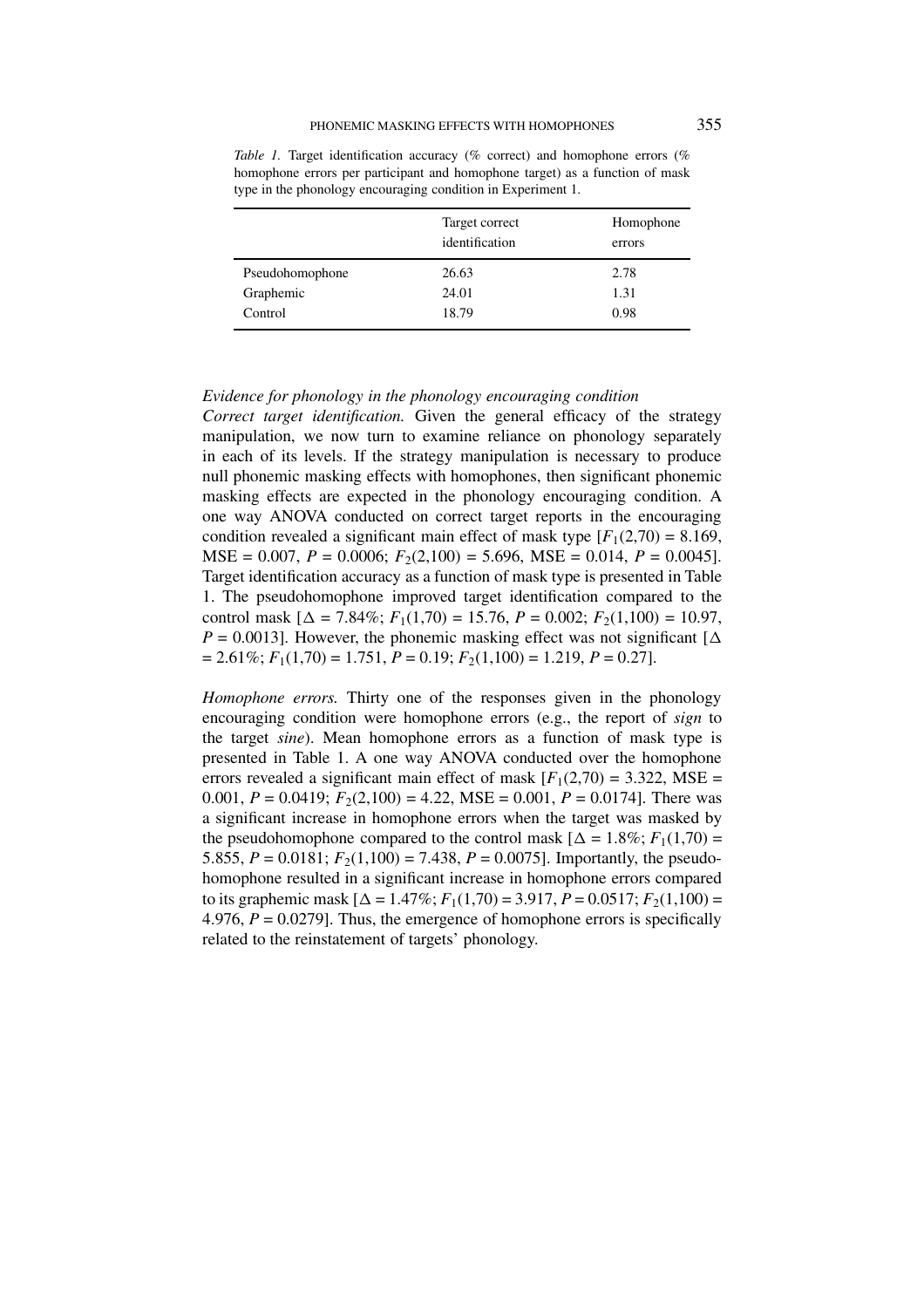*Table 1.* Target identification accuracy (% correct) and homophone errors (% homophone errors per participant and homophone target) as a function of mask type in the phonology encouraging condition in Experiment 1.

| | Target correct identification | Homophone errors |
|---|---|---|
| Pseudohomophone | 26.63 | 2.78 |
| Graphemic | 24.01 | 1.31 |
| Control | 18.79 | 0.98 |

*Evidence for phonology in the phonology encouraging condition*

*Correct target identification.* Given the general efficacy of the strategy manipulation, we now turn to examine reliance on phonology separately in each of its levels. If the strategy manipulation is necessary to produce null phonemic masking effects with homophones, then significant phonemic masking effects are expected in the phonology encouraging condition. A one way ANOVA conducted on correct target reports in the encouraging condition revealed a significant main effect of mask type [$F_1(2,70) = 8.169$, MSE = 0.007, $P = 0.0006$; $F_2(2,100) = 5.696$, MSE = 0.014, $P = 0.0045$]. Target identification accuracy as a function of mask type is presented in Table 1. The pseudohomophone improved target identification compared to the control mask [$\Delta = 7.84\%$; $F_1(1,70) = 15.76$, $P = 0.002$; $F_2(1,100) = 10.97$, $P = 0.0013$]. However, the phonemic masking effect was not significant [$\Delta = 2.61\%$; $F_1(1,70) = 1.751$, $P = 0.19$; $F_2(1,100) = 1.219$, $P = 0.27$].

*Homophone errors.* Thirty one of the responses given in the phonology encouraging condition were homophone errors (e.g., the report of *sign* to the target *sine*). Mean homophone errors as a function of mask type is presented in Table 1. A one way ANOVA conducted over the homophone errors revealed a significant main effect of mask [$F_1(2,70) = 3.322$, MSE = 0.001, $P = 0.0419$; $F_2(2,100) = 4.22$, MSE = 0.001, $P = 0.0174$]. There was a significant increase in homophone errors when the target was masked by the pseudohomophone compared to the control mask [$\Delta = 1.8\%$; $F_1(1,70) = 5.855$, $P = 0.0181$; $F_2(1,100) = 7.438$, $P = 0.0075$]. Importantly, the pseudohomophone resulted in a significant increase in homophone errors compared to its graphemic mask [$\Delta = 1.47\%$; $F_1(1,70) = 3.917$, $P = 0.0517$; $F_2(1,100) = 4.976$, $P = 0.0279$]. Thus, the emergence of homophone errors is specifically related to the reinstatement of targets' phonology.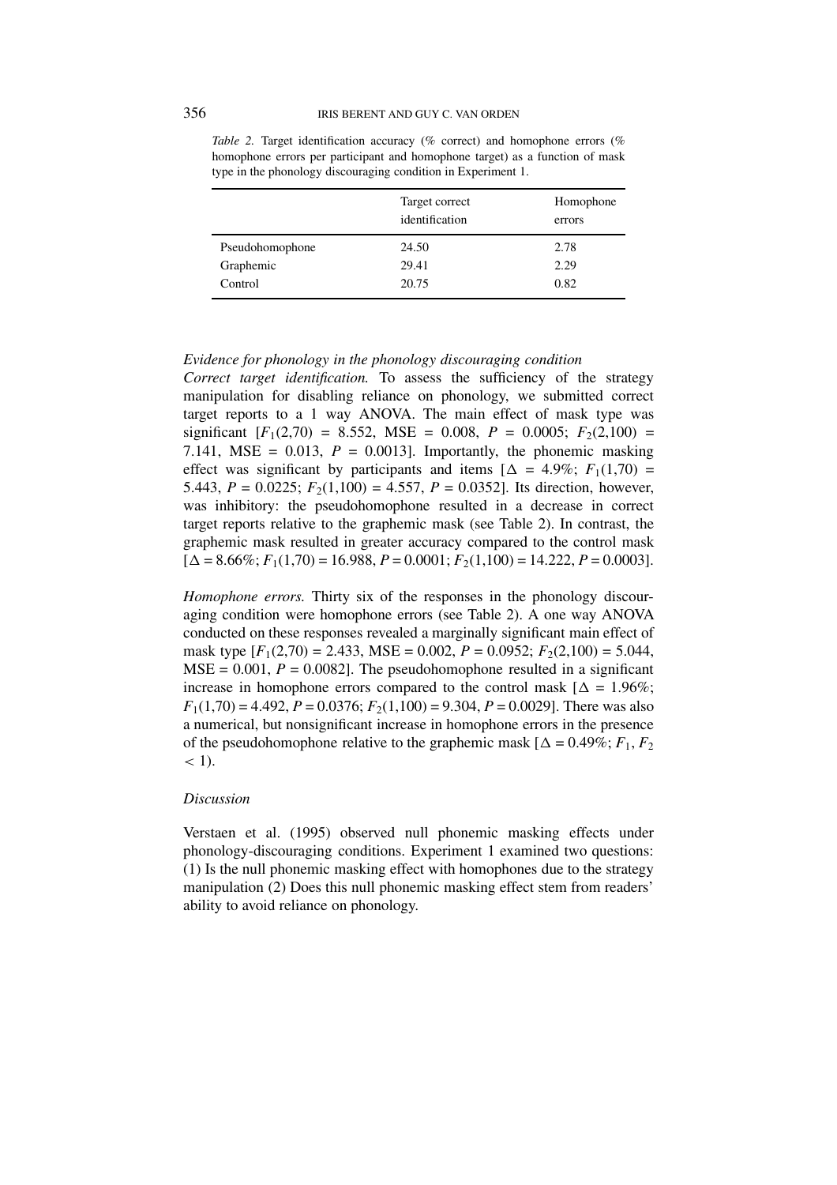*Table 2.* Target identification accuracy (% correct) and homophone errors (% homophone errors per participant and homophone target) as a function of mask type in the phonology discouraging condition in Experiment 1.

| | Target correct identification | Homophone errors |
|---|---|---|
| Pseudohomophone | 24.50 | 2.78 |
| Graphemic | 29.41 | 2.29 |
| Control | 20.75 | 0.82 |

*Evidence for phonology in the phonology discouraging condition*

*Correct target identification.* To assess the sufficiency of the strategy manipulation for disabling reliance on phonology, we submitted correct target reports to a 1 way ANOVA. The main effect of mask type was significant [$F_1(2,70) = 8.552$, MSE $= 0.008$, $P = 0.0005$; $F_2(2,100) = 7.141$, MSE $= 0.013$, $P = 0.0013$]. Importantly, the phonemic masking effect was significant by participants and items [$\Delta = 4.9\%$; $F_1(1,70) = 5.443$, $P = 0.0225$; $F_2(1,100) = 4.557$, $P = 0.0352$]. Its direction, however, was inhibitory: the pseudohomophone resulted in a decrease in correct target reports relative to the graphemic mask (see Table 2). In contrast, the graphemic mask resulted in greater accuracy compared to the control mask [$\Delta = 8.66\%$; $F_1(1,70) = 16.988$, $P = 0.0001$; $F_2(1,100) = 14.222$, $P = 0.0003$].

*Homophone errors.* Thirty six of the responses in the phonology discouraging condition were homophone errors (see Table 2). A one way ANOVA conducted on these responses revealed a marginally significant main effect of mask type [$F_1(2,70) = 2.433$, MSE $= 0.002$, $P = 0.0952$; $F_2(2,100) = 5.044$, MSE $= 0.001$, $P = 0.0082$]. The pseudohomophone resulted in a significant increase in homophone errors compared to the control mask [$\Delta = 1.96\%$; $F_1(1,70) = 4.492$, $P = 0.0376$; $F_2(1,100) = 9.304$, $P = 0.0029$]. There was also a numerical, but nonsignificant increase in homophone errors in the presence of the pseudohomophone relative to the graphemic mask [$\Delta = 0.49\%$; $F_1$, $F_2 < 1$).

*Discussion*

Verstaen et al. (1995) observed null phonemic masking effects under phonology-discouraging conditions. Experiment 1 examined two questions: (1) Is the null phonemic masking effect with homophones due to the strategy manipulation (2) Does this null phonemic masking effect stem from readers' ability to avoid reliance on phonology.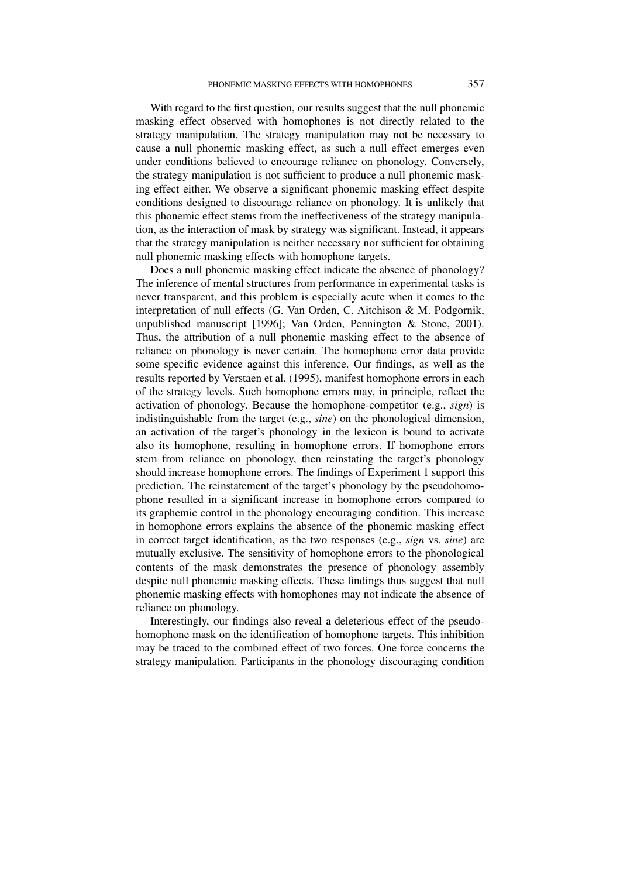With regard to the first question, our results suggest that the null phonemic masking effect observed with homophones is not directly related to the strategy manipulation. The strategy manipulation may not be necessary to cause a null phonemic masking effect, as such a null effect emerges even under conditions believed to encourage reliance on phonology. Conversely, the strategy manipulation is not sufficient to produce a null phonemic masking effect either. We observe a significant phonemic masking effect despite conditions designed to discourage reliance on phonology. It is unlikely that this phonemic effect stems from the ineffectiveness of the strategy manipulation, as the interaction of mask by strategy was significant. Instead, it appears that the strategy manipulation is neither necessary nor sufficient for obtaining null phonemic masking effects with homophone targets.

Does a null phonemic masking effect indicate the absence of phonology? The inference of mental structures from performance in experimental tasks is never transparent, and this problem is especially acute when it comes to the interpretation of null effects (G. Van Orden, C. Aitchison & M. Podgornik, unpublished manuscript [1996]; Van Orden, Pennington & Stone, 2001). Thus, the attribution of a null phonemic masking effect to the absence of reliance on phonology is never certain. The homophone error data provide some specific evidence against this inference. Our findings, as well as the results reported by Verstaen et al. (1995), manifest homophone errors in each of the strategy levels. Such homophone errors may, in principle, reflect the activation of phonology. Because the homophone-competitor (e.g., *sign*) is indistinguishable from the target (e.g., *sine*) on the phonological dimension, an activation of the target's phonology in the lexicon is bound to activate also its homophone, resulting in homophone errors. If homophone errors stem from reliance on phonology, then reinstating the target's phonology should increase homophone errors. The findings of Experiment 1 support this prediction. The reinstatement of the target's phonology by the pseudohomophone resulted in a significant increase in homophone errors compared to its graphemic control in the phonology encouraging condition. This increase in homophone errors explains the absence of the phonemic masking effect in correct target identification, as the two responses (e.g., *sign* vs. *sine*) are mutually exclusive. The sensitivity of homophone errors to the phonological contents of the mask demonstrates the presence of phonology assembly despite null phonemic masking effects. These findings thus suggest that null phonemic masking effects with homophones may not indicate the absence of reliance on phonology.

Interestingly, our findings also reveal a deleterious effect of the pseudohomophone mask on the identification of homophone targets. This inhibition may be traced to the combined effect of two forces. One force concerns the strategy manipulation. Participants in the phonology discouraging condition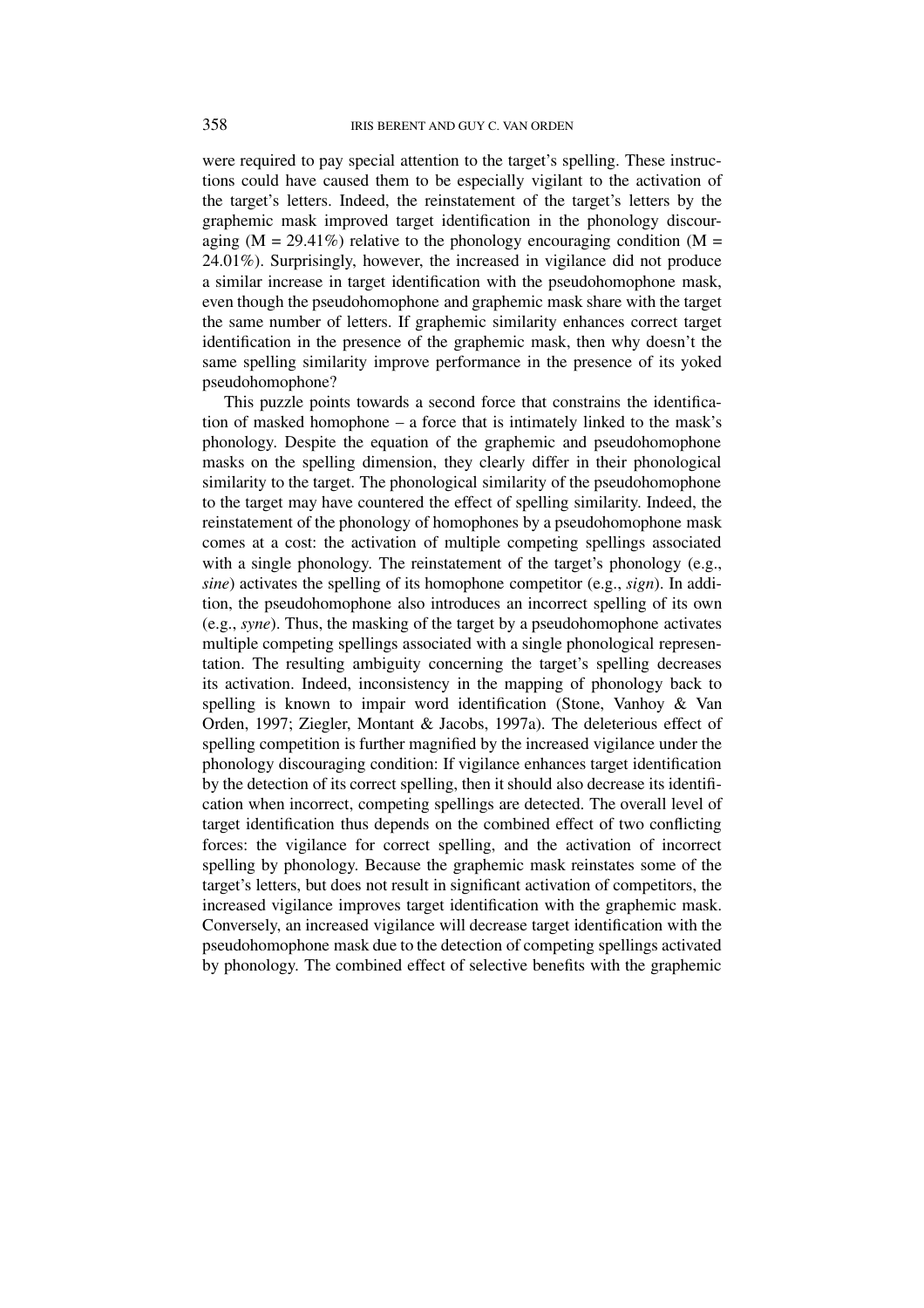were required to pay special attention to the target's spelling. These instructions could have caused them to be especially vigilant to the activation of the target's letters. Indeed, the reinstatement of the target's letters by the graphemic mask improved target identification in the phonology discouraging (M = 29.41%) relative to the phonology encouraging condition (M = 24.01%). Surprisingly, however, the increased in vigilance did not produce a similar increase in target identification with the pseudohomophone mask, even though the pseudohomophone and graphemic mask share with the target the same number of letters. If graphemic similarity enhances correct target identification in the presence of the graphemic mask, then why doesn't the same spelling similarity improve performance in the presence of its yoked pseudohomophone?

This puzzle points towards a second force that constrains the identification of masked homophone – a force that is intimately linked to the mask's phonology. Despite the equation of the graphemic and pseudohomophone masks on the spelling dimension, they clearly differ in their phonological similarity to the target. The phonological similarity of the pseudohomophone to the target may have countered the effect of spelling similarity. Indeed, the reinstatement of the phonology of homophones by a pseudohomophone mask comes at a cost: the activation of multiple competing spellings associated with a single phonology. The reinstatement of the target's phonology (e.g., *sine*) activates the spelling of its homophone competitor (e.g., *sign*). In addition, the pseudohomophone also introduces an incorrect spelling of its own (e.g., *syne*). Thus, the masking of the target by a pseudohomophone activates multiple competing spellings associated with a single phonological representation. The resulting ambiguity concerning the target's spelling decreases its activation. Indeed, inconsistency in the mapping of phonology back to spelling is known to impair word identification (Stone, Vanhoy & Van Orden, 1997; Ziegler, Montant & Jacobs, 1997a). The deleterious effect of spelling competition is further magnified by the increased vigilance under the phonology discouraging condition: If vigilance enhances target identification by the detection of its correct spelling, then it should also decrease its identification when incorrect, competing spellings are detected. The overall level of target identification thus depends on the combined effect of two conflicting forces: the vigilance for correct spelling, and the activation of incorrect spelling by phonology. Because the graphemic mask reinstates some of the target's letters, but does not result in significant activation of competitors, the increased vigilance improves target identification with the graphemic mask. Conversely, an increased vigilance will decrease target identification with the pseudohomophone mask due to the detection of competing spellings activated by phonology. The combined effect of selective benefits with the graphemic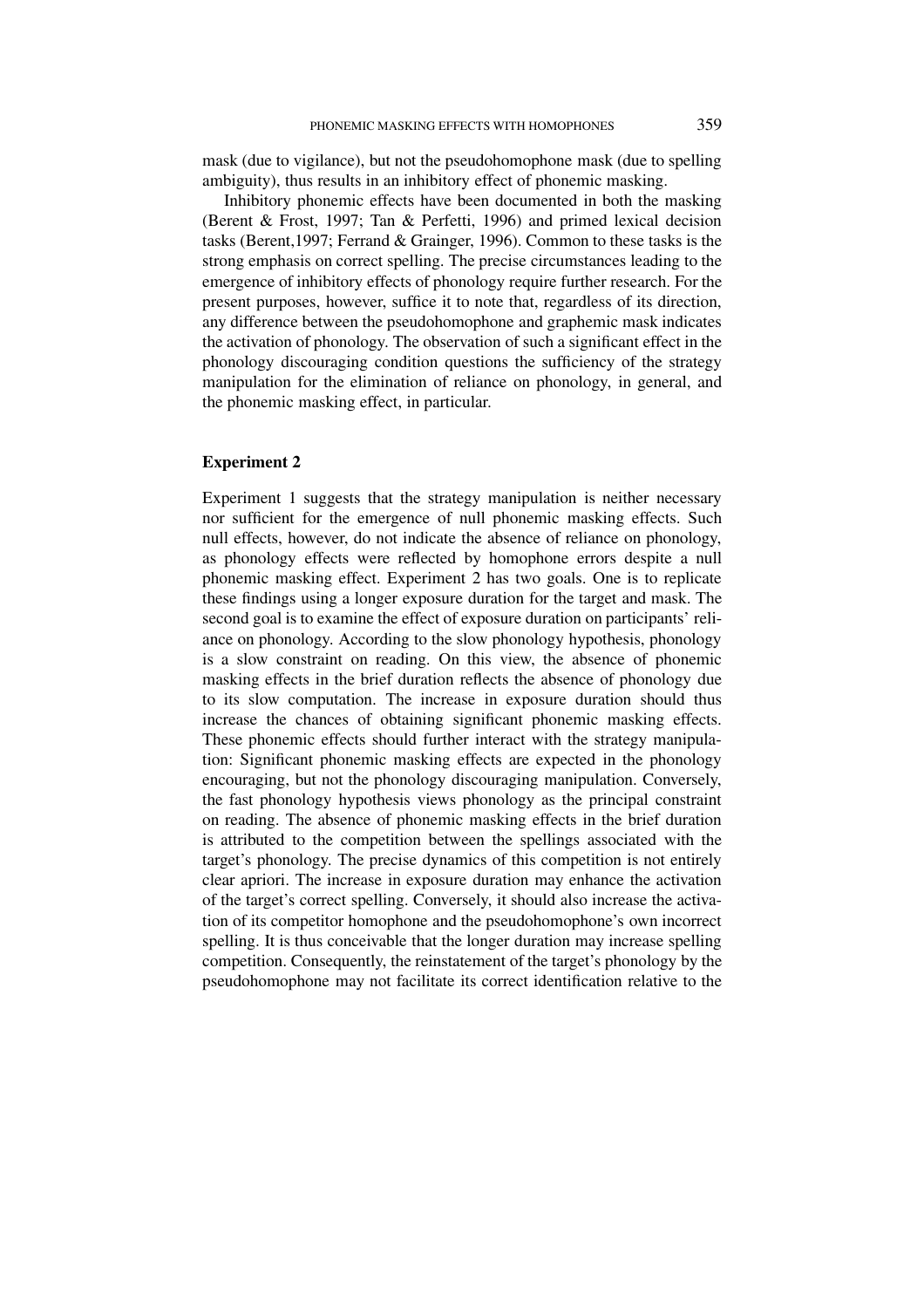mask (due to vigilance), but not the pseudohomophone mask (due to spelling ambiguity), thus results in an inhibitory effect of phonemic masking.

Inhibitory phonemic effects have been documented in both the masking (Berent & Frost, 1997; Tan & Perfetti, 1996) and primed lexical decision tasks (Berent,1997; Ferrand & Grainger, 1996). Common to these tasks is the strong emphasis on correct spelling. The precise circumstances leading to the emergence of inhibitory effects of phonology require further research. For the present purposes, however, suffice it to note that, regardless of its direction, any difference between the pseudohomophone and graphemic mask indicates the activation of phonology. The observation of such a significant effect in the phonology discouraging condition questions the sufficiency of the strategy manipulation for the elimination of reliance on phonology, in general, and the phonemic masking effect, in particular.

## Experiment 2

Experiment 1 suggests that the strategy manipulation is neither necessary nor sufficient for the emergence of null phonemic masking effects. Such null effects, however, do not indicate the absence of reliance on phonology, as phonology effects were reflected by homophone errors despite a null phonemic masking effect. Experiment 2 has two goals. One is to replicate these findings using a longer exposure duration for the target and mask. The second goal is to examine the effect of exposure duration on participants' reliance on phonology. According to the slow phonology hypothesis, phonology is a slow constraint on reading. On this view, the absence of phonemic masking effects in the brief duration reflects the absence of phonology due to its slow computation. The increase in exposure duration should thus increase the chances of obtaining significant phonemic masking effects. These phonemic effects should further interact with the strategy manipulation: Significant phonemic masking effects are expected in the phonology encouraging, but not the phonology discouraging manipulation. Conversely, the fast phonology hypothesis views phonology as the principal constraint on reading. The absence of phonemic masking effects in the brief duration is attributed to the competition between the spellings associated with the target's phonology. The precise dynamics of this competition is not entirely clear apriori. The increase in exposure duration may enhance the activation of the target's correct spelling. Conversely, it should also increase the activation of its competitor homophone and the pseudohomophone's own incorrect spelling. It is thus conceivable that the longer duration may increase spelling competition. Consequently, the reinstatement of the target's phonology by the pseudohomophone may not facilitate its correct identification relative to the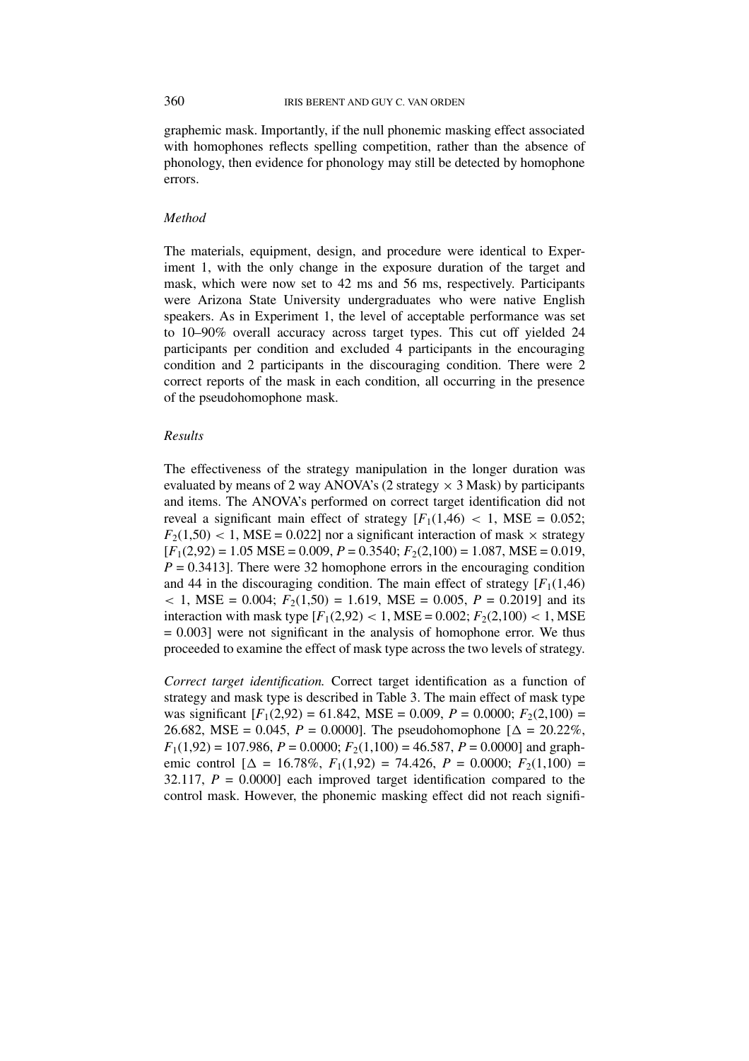graphemic mask. Importantly, if the null phonemic masking effect associated with homophones reflects spelling competition, rather than the absence of phonology, then evidence for phonology may still be detected by homophone errors.

### *Method*

The materials, equipment, design, and procedure were identical to Experiment 1, with the only change in the exposure duration of the target and mask, which were now set to 42 ms and 56 ms, respectively. Participants were Arizona State University undergraduates who were native English speakers. As in Experiment 1, the level of acceptable performance was set to 10–90% overall accuracy across target types. This cut off yielded 24 participants per condition and excluded 4 participants in the encouraging condition and 2 participants in the discouraging condition. There were 2 correct reports of the mask in each condition, all occurring in the presence of the pseudohomophone mask.

### *Results*

The effectiveness of the strategy manipulation in the longer duration was evaluated by means of 2 way ANOVA's (2 strategy $\times$ 3 Mask) by participants and items. The ANOVA's performed on correct target identification did not reveal a significant main effect of strategy [$F_1(1,46) < 1$, MSE = 0.052; $F_2(1,50) < 1$, MSE = 0.022] nor a significant interaction of mask $\times$ strategy [$F_1(2,92) = 1.05$ MSE = 0.009, $P = 0.3540$; $F_2(2,100) = 1.087$, MSE = 0.019, $P = 0.3413$]. There were 32 homophone errors in the encouraging condition and 44 in the discouraging condition. The main effect of strategy [$F_1(1,46) < 1$, MSE = 0.004; $F_2(1,50) = 1.619$, MSE = 0.005, $P = 0.2019$] and its interaction with mask type [$F_1(2,92) < 1$, MSE = 0.002; $F_2(2,100) < 1$, MSE = 0.003] were not significant in the analysis of homophone error. We thus proceeded to examine the effect of mask type across the two levels of strategy.

*Correct target identification.* Correct target identification as a function of strategy and mask type is described in Table 3. The main effect of mask type was significant [$F_1(2,92) = 61.842$, MSE = 0.009, $P = 0.0000$; $F_2(2,100) = 26.682$, MSE = 0.045, $P = 0.0000$]. The pseudohomophone [$\Delta = 20.22\%$, $F_1(1,92) = 107.986$, $P = 0.0000$; $F_2(1,100) = 46.587$, $P = 0.0000$] and graphemic control [$\Delta = 16.78\%$, $F_1(1,92) = 74.426$, $P = 0.0000$; $F_2(1,100) = 32.117$, $P = 0.0000$] each improved target identification compared to the control mask. However, the phonemic masking effect did not reach signifi-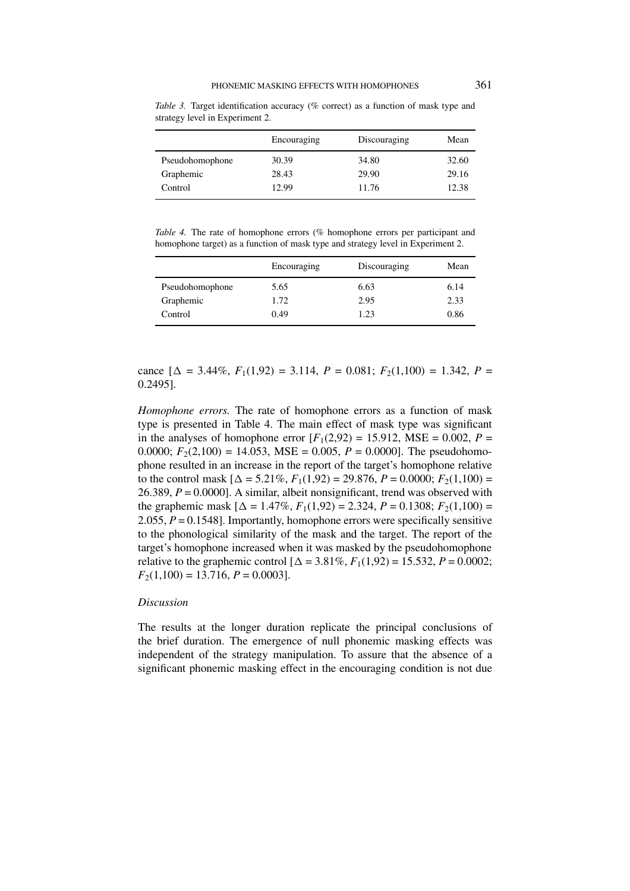*Table 3.* Target identification accuracy (% correct) as a function of mask type and strategy level in Experiment 2.

| | Encouraging | Discouraging | Mean |
|---|---|---|---|
| Pseudohomophone | 30.39 | 34.80 | 32.60 |
| Graphemic | 28.43 | 29.90 | 29.16 |
| Control | 12.99 | 11.76 | 12.38 |

*Table 4.* The rate of homophone errors (% homophone errors per participant and homophone target) as a function of mask type and strategy level in Experiment 2.

| | Encouraging | Discouraging | Mean |
|---|---|---|---|
| Pseudohomophone | 5.65 | 6.63 | 6.14 |
| Graphemic | 1.72 | 2.95 | 2.33 |
| Control | 0.49 | 1.23 | 0.86 |

cance [$\Delta$ = 3.44%, $F_1(1,92)$ = 3.114, $P$ = 0.081; $F_2(1,100)$ = 1.342, $P$ = 0.2495].

*Homophone errors.* The rate of homophone errors as a function of mask type is presented in Table 4. The main effect of mask type was significant in the analyses of homophone error [$F_1(2,92)$ = 15.912, MSE = 0.002, $P$ = 0.0000; $F_2(2,100)$ = 14.053, MSE = 0.005, $P$ = 0.0000]. The pseudohomophone resulted in an increase in the report of the target's homophone relative to the control mask [$\Delta$ = 5.21%, $F_1(1,92)$ = 29.876, $P$ = 0.0000; $F_2(1,100)$ = 26.389, $P$ = 0.0000]. A similar, albeit nonsignificant, trend was observed with the graphemic mask [$\Delta$ = 1.47%, $F_1(1,92)$ = 2.324, $P$ = 0.1308; $F_2(1,100)$ = 2.055, $P$ = 0.1548]. Importantly, homophone errors were specifically sensitive to the phonological similarity of the mask and the target. The report of the target's homophone increased when it was masked by the pseudohomophone relative to the graphemic control [$\Delta$ = 3.81%, $F_1(1,92)$ = 15.532, $P$ = 0.0002; $F_2(1,100)$ = 13.716, $P$ = 0.0003].

### *Discussion*

The results at the longer duration replicate the principal conclusions of the brief duration. The emergence of null phonemic masking effects was independent of the strategy manipulation. To assure that the absence of a significant phonemic masking effect in the encouraging condition is not due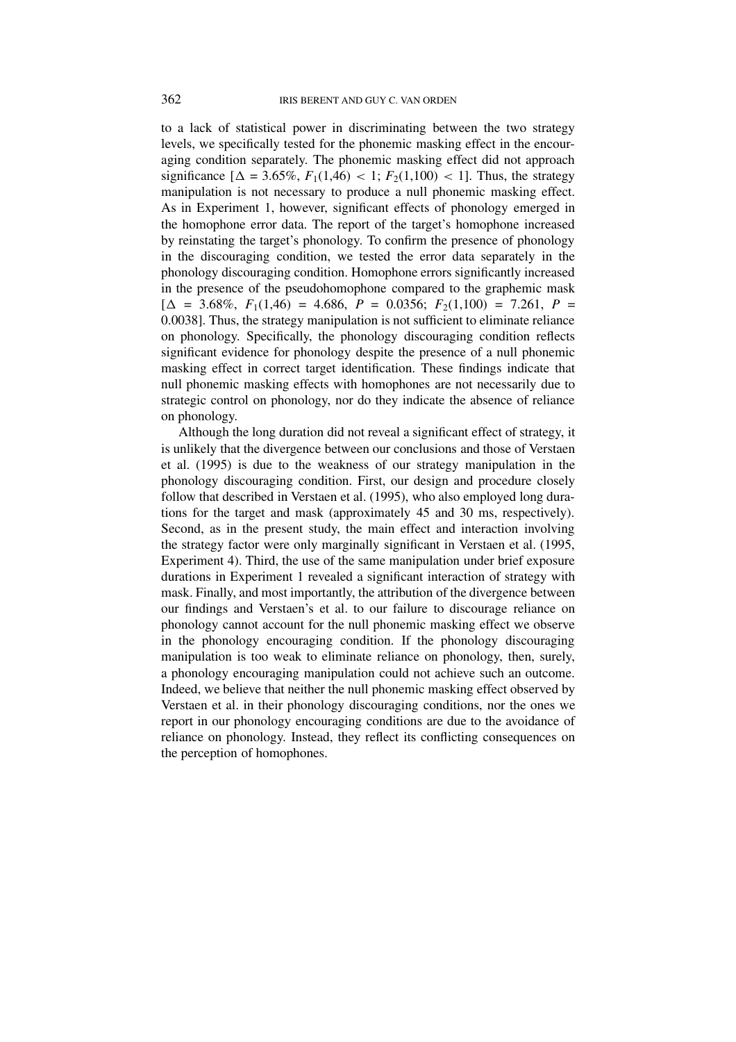to a lack of statistical power in discriminating between the two strategy levels, we specifically tested for the phonemic masking effect in the encouraging condition separately. The phonemic masking effect did not approach significance [$\Delta = 3.65\%$, $F_1(1,46) < 1$; $F_2(1,100) < 1$]. Thus, the strategy manipulation is not necessary to produce a null phonemic masking effect. As in Experiment 1, however, significant effects of phonology emerged in the homophone error data. The report of the target's homophone increased by reinstating the target's phonology. To confirm the presence of phonology in the discouraging condition, we tested the error data separately in the phonology discouraging condition. Homophone errors significantly increased in the presence of the pseudohomophone compared to the graphemic mask [$\Delta = 3.68\%$, $F_1(1,46) = 4.686$, $P = 0.0356$; $F_2(1,100) = 7.261$, $P = 0.0038$]. Thus, the strategy manipulation is not sufficient to eliminate reliance on phonology. Specifically, the phonology discouraging condition reflects significant evidence for phonology despite the presence of a null phonemic masking effect in correct target identification. These findings indicate that null phonemic masking effects with homophones are not necessarily due to strategic control on phonology, nor do they indicate the absence of reliance on phonology.

Although the long duration did not reveal a significant effect of strategy, it is unlikely that the divergence between our conclusions and those of Verstaen et al. (1995) is due to the weakness of our strategy manipulation in the phonology discouraging condition. First, our design and procedure closely follow that described in Verstaen et al. (1995), who also employed long durations for the target and mask (approximately 45 and 30 ms, respectively). Second, as in the present study, the main effect and interaction involving the strategy factor were only marginally significant in Verstaen et al. (1995, Experiment 4). Third, the use of the same manipulation under brief exposure durations in Experiment 1 revealed a significant interaction of strategy with mask. Finally, and most importantly, the attribution of the divergence between our findings and Verstaen's et al. to our failure to discourage reliance on phonology cannot account for the null phonemic masking effect we observe in the phonology encouraging condition. If the phonology discouraging manipulation is too weak to eliminate reliance on phonology, then, surely, a phonology encouraging manipulation could not achieve such an outcome. Indeed, we believe that neither the null phonemic masking effect observed by Verstaen et al. in their phonology discouraging conditions, nor the ones we report in our phonology encouraging conditions are due to the avoidance of reliance on phonology. Instead, they reflect its conflicting consequences on the perception of homophones.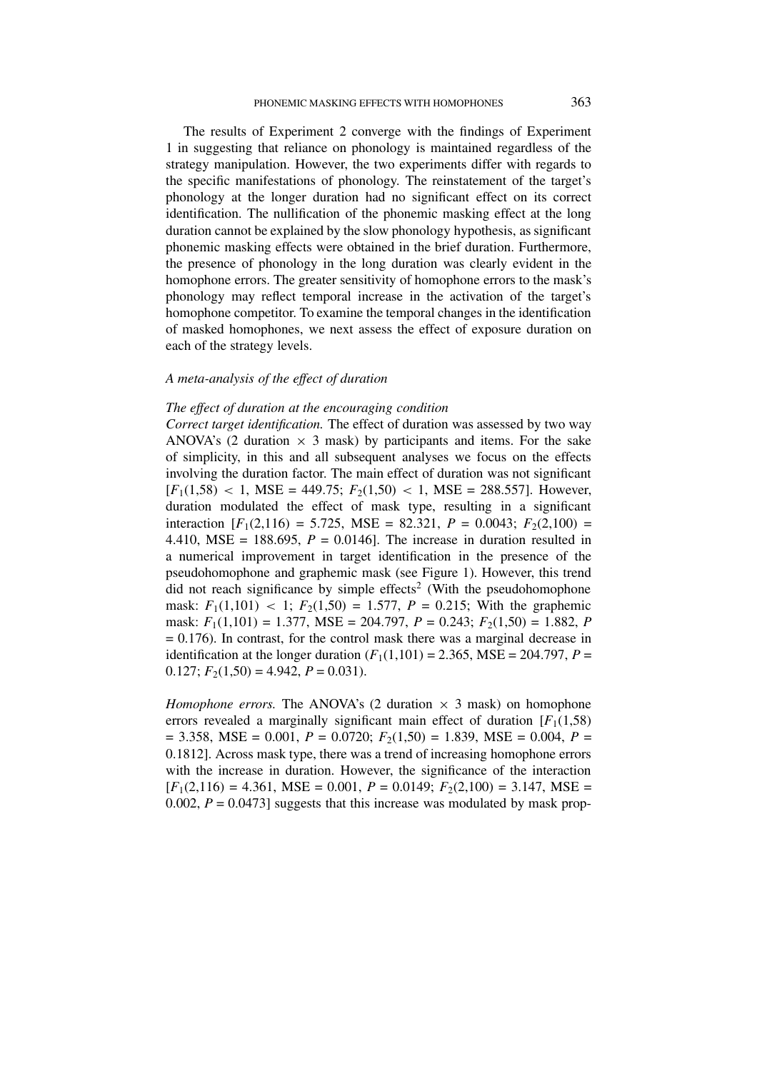The results of Experiment 2 converge with the findings of Experiment 1 in suggesting that reliance on phonology is maintained regardless of the strategy manipulation. However, the two experiments differ with regards to the specific manifestations of phonology. The reinstatement of the target's phonology at the longer duration had no significant effect on its correct identification. The nullification of the phonemic masking effect at the long duration cannot be explained by the slow phonology hypothesis, as significant phonemic masking effects were obtained in the brief duration. Furthermore, the presence of phonology in the long duration was clearly evident in the homophone errors. The greater sensitivity of homophone errors to the mask's phonology may reflect temporal increase in the activation of the target's homophone competitor. To examine the temporal changes in the identification of masked homophones, we next assess the effect of exposure duration on each of the strategy levels.

### *A meta-analysis of the effect of duration*

#### *The effect of duration at the encouraging condition*

*Correct target identification.* The effect of duration was assessed by two way ANOVA's (2 duration $\times$ 3 mask) by participants and items. For the sake of simplicity, in this and all subsequent analyses we focus on the effects involving the duration factor. The main effect of duration was not significant [$F_1(1,58) < 1$, MSE = 449.75; $F_2(1,50) < 1$, MSE = 288.557]. However, duration modulated the effect of mask type, resulting in a significant interaction [$F_1(2,116) = 5.725$, MSE = 82.321, $P = 0.0043$; $F_2(2,100) = 4.410$, MSE = 188.695, $P = 0.0146$]. The increase in duration resulted in a numerical improvement in target identification in the presence of the pseudohomophone and graphemic mask (see Figure 1). However, this trend did not reach significance by simple effects[2] (With the pseudohomophone mask: $F_1(1,101) < 1$; $F_2(1,50) = 1.577$, $P = 0.215$; With the graphemic mask: $F_1(1,101) = 1.377$, MSE = 204.797, $P = 0.243$; $F_2(1,50) = 1.882$, $P = 0.176$). In contrast, for the control mask there was a marginal decrease in identification at the longer duration ($F_1(1,101) = 2.365$, MSE = 204.797, $P = 0.127$; $F_2(1,50) = 4.942$, $P = 0.031$).

*Homophone errors.* The ANOVA's (2 duration $\times$ 3 mask) on homophone errors revealed a marginally significant main effect of duration [$F_1(1,58) = 3.358$, MSE = 0.001, $P = 0.0720$; $F_2(1,50) = 1.839$, MSE = 0.004, $P = 0.1812$]. Across mask type, there was a trend of increasing homophone errors with the increase in duration. However, the significance of the interaction [$F_1(2,116) = 4.361$, MSE = 0.001, $P = 0.0149$; $F_2(2,100) = 3.147$, MSE = 0.002, $P = 0.0473$] suggests that this increase was modulated by mask prop-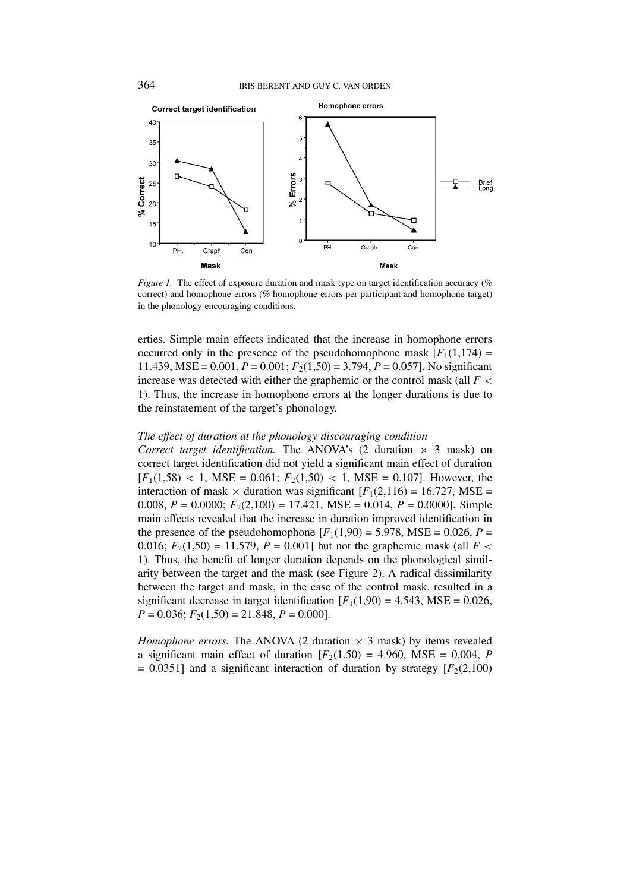*Figure 1.* The effect of exposure duration and mask type on target identification accuracy (% correct) and homophone errors (% homophone errors per participant and homophone target) in the phonology encouraging conditions.

erties. Simple main effects indicated that the increase in homophone errors occurred only in the presence of the pseudohomophone mask [$F_1(1,174)$ = 11.439, MSE = 0.001, $P$ = 0.001; $F_2(1,50)$ = 3.794, $P$ = 0.057]. No significant increase was detected with either the graphemic or the control mask (all $F$ < 1). Thus, the increase in homophone errors at the longer durations is due to the reinstatement of the target's phonology.

*The effect of duration at the phonology discouraging condition*

*Correct target identification.* The ANOVA's (2 duration × 3 mask) on correct target identification did not yield a significant main effect of duration [$F_1(1,58)$ < 1, MSE = 0.061; $F_2(1,50)$ < 1, MSE = 0.107]. However, the interaction of mask × duration was significant [$F_1(2,116)$ = 16.727, MSE = 0.008, $P$ = 0.0000; $F_2(2,100)$ = 17.421, MSE = 0.014, $P$ = 0.0000]. Simple main effects revealed that the increase in duration improved identification in the presence of the pseudohomophone [$F_1(1,90)$ = 5.978, MSE = 0.026, $P$ = 0.016; $F_2(1,50)$ = 11.579, $P$ = 0.001] but not the graphemic mask (all $F$ < 1). Thus, the benefit of longer duration depends on the phonological similarity between the target and the mask (see Figure 2). A radical dissimilarity between the target and mask, in the case of the control mask, resulted in a significant decrease in target identification [$F_1(1,90)$ = 4.543, MSE = 0.026, $P$ = 0.036; $F_2(1,50)$ = 21.848, $P$ = 0.000].

*Homophone errors.* The ANOVA (2 duration × 3 mask) by items revealed a significant main effect of duration [$F_2(1,50)$ = 4.960, MSE = 0.004, $P$ = 0.0351] and a significant interaction of duration by strategy [$F_2(2,100)$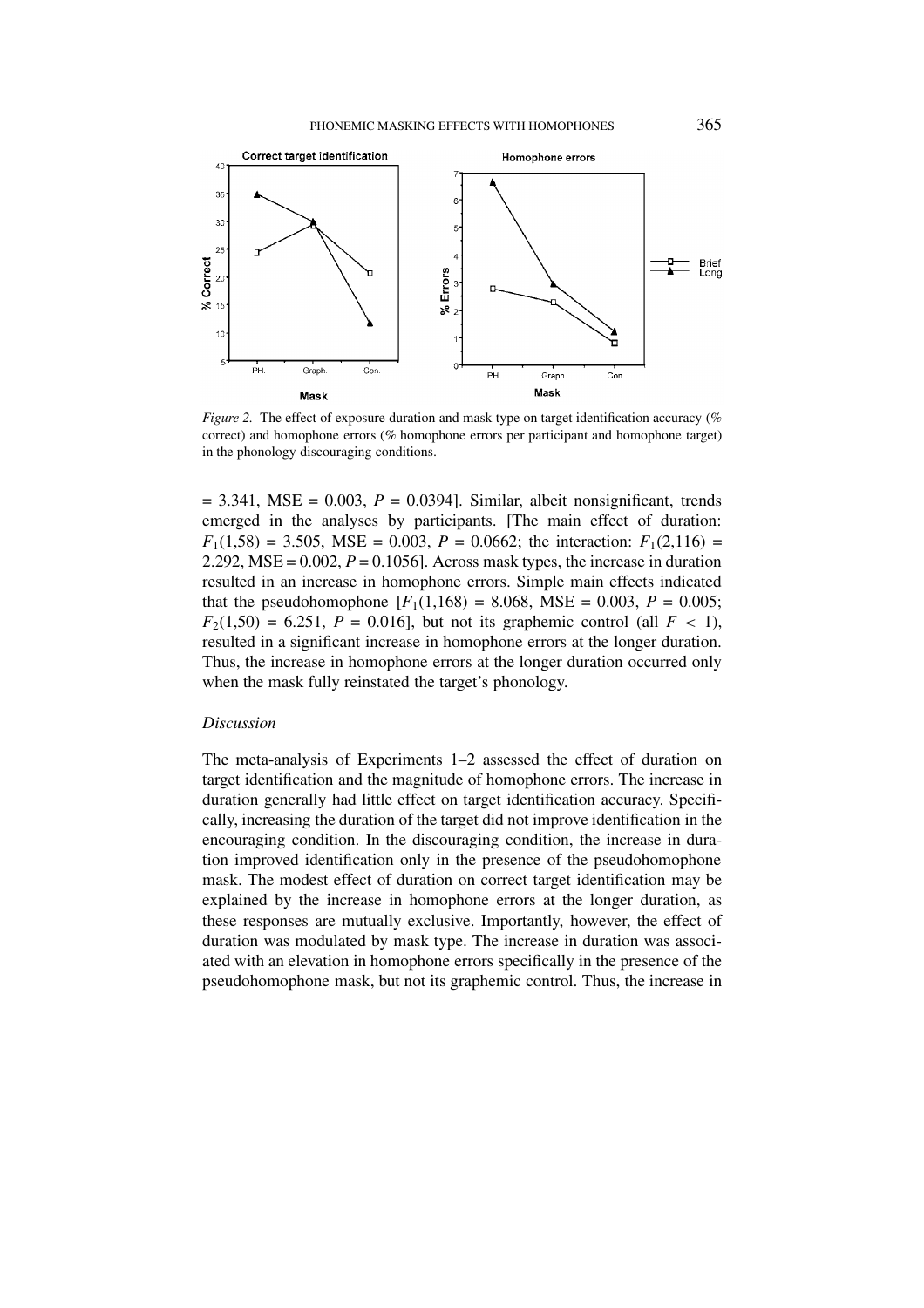*Figure 2.* The effect of exposure duration and mask type on target identification accuracy (% correct) and homophone errors (% homophone errors per participant and homophone target) in the phonology discouraging conditions.

= 3.341, MSE = 0.003, $P$ = 0.0394]. Similar, albeit nonsignificant, trends emerged in the analyses by participants. [The main effect of duration: $F_1(1,58)$ = 3.505, MSE = 0.003, $P$ = 0.0662; the interaction: $F_1(2,116)$ = 2.292, MSE = 0.002, $P$ = 0.1056]. Across mask types, the increase in duration resulted in an increase in homophone errors. Simple main effects indicated that the pseudohomophone [$F_1(1,168)$ = 8.068, MSE = 0.003, $P$ = 0.005; $F_2(1,50)$ = 6.251, $P$ = 0.016], but not its graphemic control (all $F < 1$), resulted in a significant increase in homophone errors at the longer duration. Thus, the increase in homophone errors at the longer duration occurred only when the mask fully reinstated the target's phonology.

### *Discussion*

The meta-analysis of Experiments 1–2 assessed the effect of duration on target identification and the magnitude of homophone errors. The increase in duration generally had little effect on target identification accuracy. Specifically, increasing the duration of the target did not improve identification in the encouraging condition. In the discouraging condition, the increase in duration improved identification only in the presence of the pseudohomophone mask. The modest effect of duration on correct target identification may be explained by the increase in homophone errors at the longer duration, as these responses are mutually exclusive. Importantly, however, the effect of duration was modulated by mask type. The increase in duration was associated with an elevation in homophone errors specifically in the presence of the pseudohomophone mask, but not its graphemic control. Thus, the increase in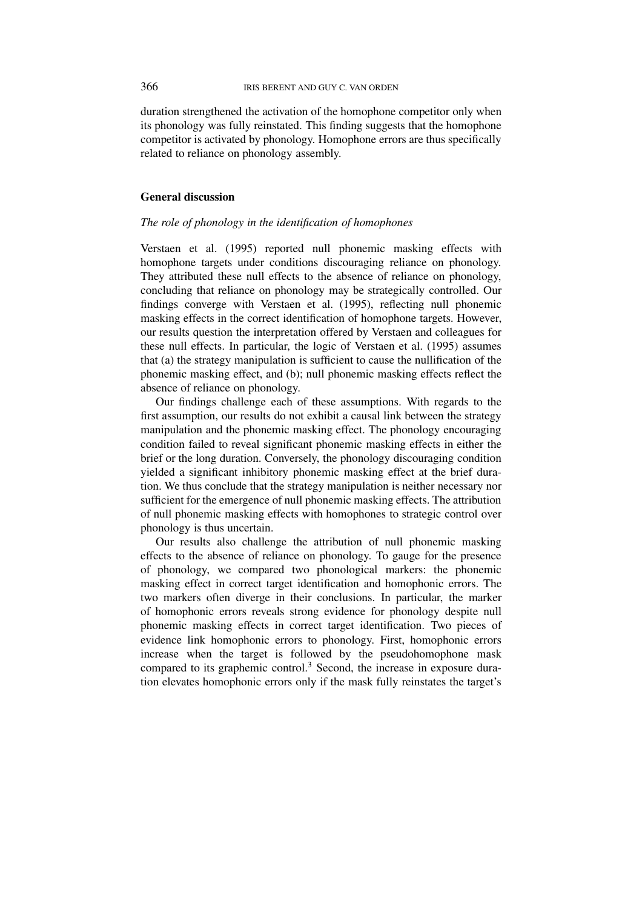duration strengthened the activation of the homophone competitor only when its phonology was fully reinstated. This finding suggests that the homophone competitor is activated by phonology. Homophone errors are thus specifically related to reliance on phonology assembly.

## General discussion

### *The role of phonology in the identification of homophones*

Verstaen et al. (1995) reported null phonemic masking effects with homophone targets under conditions discouraging reliance on phonology. They attributed these null effects to the absence of reliance on phonology, concluding that reliance on phonology may be strategically controlled. Our findings converge with Verstaen et al. (1995), reflecting null phonemic masking effects in the correct identification of homophone targets. However, our results question the interpretation offered by Verstaen and colleagues for these null effects. In particular, the logic of Verstaen et al. (1995) assumes that (a) the strategy manipulation is sufficient to cause the nullification of the phonemic masking effect, and (b); null phonemic masking effects reflect the absence of reliance on phonology.

Our findings challenge each of these assumptions. With regards to the first assumption, our results do not exhibit a causal link between the strategy manipulation and the phonemic masking effect. The phonology encouraging condition failed to reveal significant phonemic masking effects in either the brief or the long duration. Conversely, the phonology discouraging condition yielded a significant inhibitory phonemic masking effect at the brief duration. We thus conclude that the strategy manipulation is neither necessary nor sufficient for the emergence of null phonemic masking effects. The attribution of null phonemic masking effects with homophones to strategic control over phonology is thus uncertain.

Our results also challenge the attribution of null phonemic masking effects to the absence of reliance on phonology. To gauge for the presence of phonology, we compared two phonological markers: the phonemic masking effect in correct target identification and homophonic errors. The two markers often diverge in their conclusions. In particular, the marker of homophonic errors reveals strong evidence for phonology despite null phonemic masking effects in correct target identification. Two pieces of evidence link homophonic errors to phonology. First, homophonic errors increase when the target is followed by the pseudohomophone mask compared to its graphemic control.[3] Second, the increase in exposure duration elevates homophonic errors only if the mask fully reinstates the target's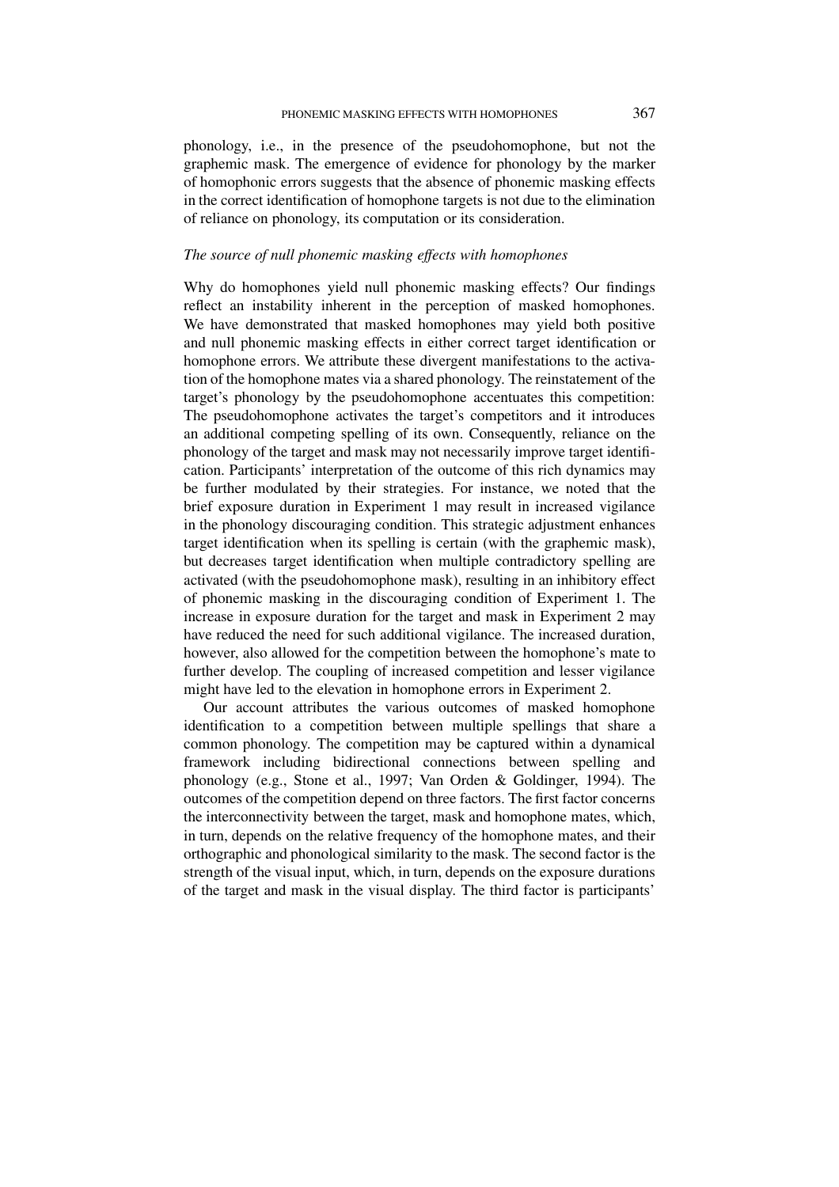phonology, i.e., in the presence of the pseudohomophone, but not the graphemic mask. The emergence of evidence for phonology by the marker of homophonic errors suggests that the absence of phonemic masking effects in the correct identification of homophone targets is not due to the elimination of reliance on phonology, its computation or its consideration.

*The source of null phonemic masking effects with homophones*

Why do homophones yield null phonemic masking effects? Our findings reflect an instability inherent in the perception of masked homophones. We have demonstrated that masked homophones may yield both positive and null phonemic masking effects in either correct target identification or homophone errors. We attribute these divergent manifestations to the activation of the homophone mates via a shared phonology. The reinstatement of the target's phonology by the pseudohomophone accentuates this competition: The pseudohomophone activates the target's competitors and it introduces an additional competing spelling of its own. Consequently, reliance on the phonology of the target and mask may not necessarily improve target identification. Participants' interpretation of the outcome of this rich dynamics may be further modulated by their strategies. For instance, we noted that the brief exposure duration in Experiment 1 may result in increased vigilance in the phonology discouraging condition. This strategic adjustment enhances target identification when its spelling is certain (with the graphemic mask), but decreases target identification when multiple contradictory spelling are activated (with the pseudohomophone mask), resulting in an inhibitory effect of phonemic masking in the discouraging condition of Experiment 1. The increase in exposure duration for the target and mask in Experiment 2 may have reduced the need for such additional vigilance. The increased duration, however, also allowed for the competition between the homophone's mate to further develop. The coupling of increased competition and lesser vigilance might have led to the elevation in homophone errors in Experiment 2.

Our account attributes the various outcomes of masked homophone identification to a competition between multiple spellings that share a common phonology. The competition may be captured within a dynamical framework including bidirectional connections between spelling and phonology (e.g., Stone et al., 1997; Van Orden & Goldinger, 1994). The outcomes of the competition depend on three factors. The first factor concerns the interconnectivity between the target, mask and homophone mates, which, in turn, depends on the relative frequency of the homophone mates, and their orthographic and phonological similarity to the mask. The second factor is the strength of the visual input, which, in turn, depends on the exposure durations of the target and mask in the visual display. The third factor is participants'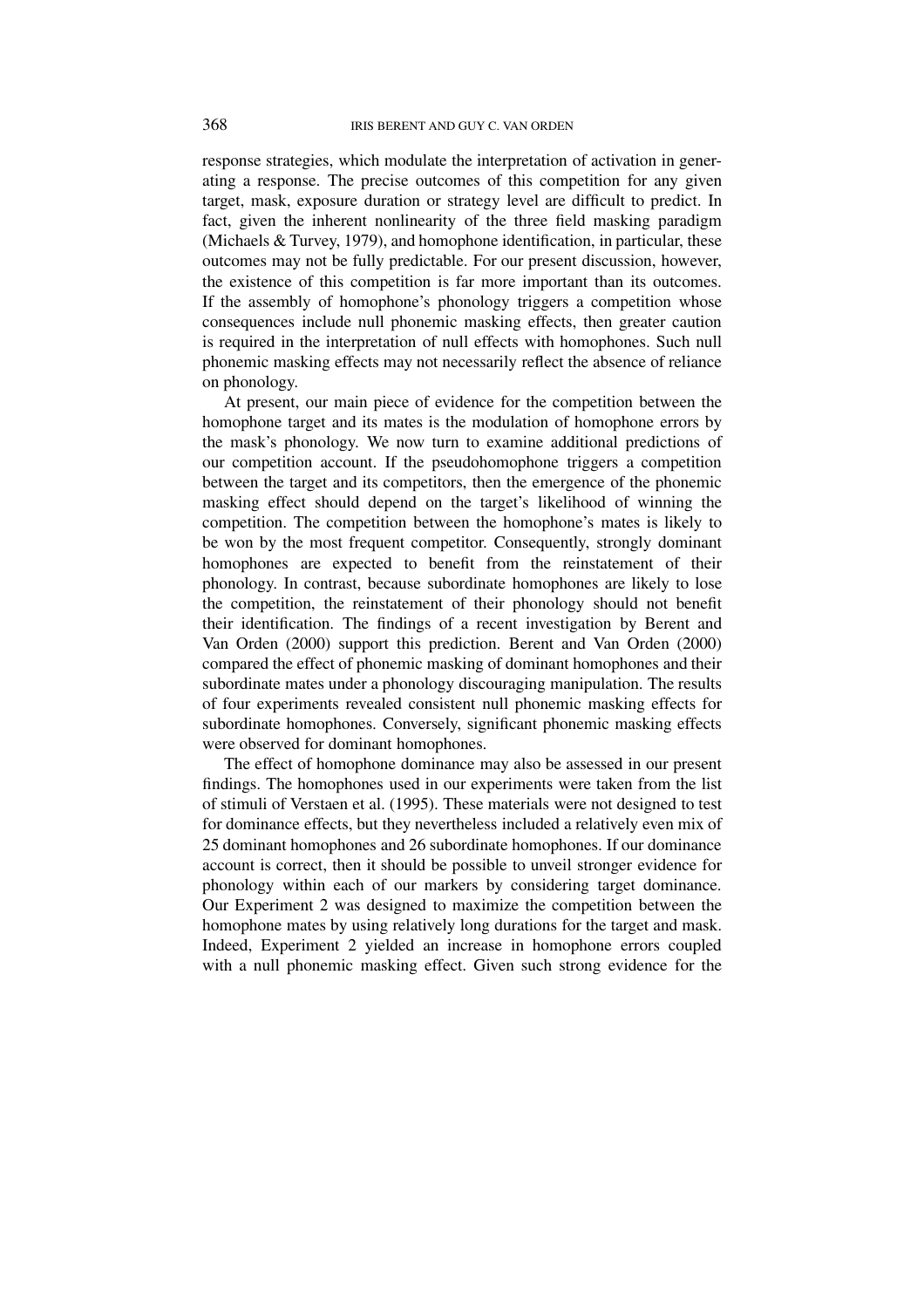response strategies, which modulate the interpretation of activation in generating a response. The precise outcomes of this competition for any given target, mask, exposure duration or strategy level are difficult to predict. In fact, given the inherent nonlinearity of the three field masking paradigm (Michaels & Turvey, 1979), and homophone identification, in particular, these outcomes may not be fully predictable. For our present discussion, however, the existence of this competition is far more important than its outcomes. If the assembly of homophone's phonology triggers a competition whose consequences include null phonemic masking effects, then greater caution is required in the interpretation of null effects with homophones. Such null phonemic masking effects may not necessarily reflect the absence of reliance on phonology.

At present, our main piece of evidence for the competition between the homophone target and its mates is the modulation of homophone errors by the mask's phonology. We now turn to examine additional predictions of our competition account. If the pseudohomophone triggers a competition between the target and its competitors, then the emergence of the phonemic masking effect should depend on the target's likelihood of winning the competition. The competition between the homophone's mates is likely to be won by the most frequent competitor. Consequently, strongly dominant homophones are expected to benefit from the reinstatement of their phonology. In contrast, because subordinate homophones are likely to lose the competition, the reinstatement of their phonology should not benefit their identification. The findings of a recent investigation by Berent and Van Orden (2000) support this prediction. Berent and Van Orden (2000) compared the effect of phonemic masking of dominant homophones and their subordinate mates under a phonology discouraging manipulation. The results of four experiments revealed consistent null phonemic masking effects for subordinate homophones. Conversely, significant phonemic masking effects were observed for dominant homophones.

The effect of homophone dominance may also be assessed in our present findings. The homophones used in our experiments were taken from the list of stimuli of Verstaen et al. (1995). These materials were not designed to test for dominance effects, but they nevertheless included a relatively even mix of 25 dominant homophones and 26 subordinate homophones. If our dominance account is correct, then it should be possible to unveil stronger evidence for phonology within each of our markers by considering target dominance. Our Experiment 2 was designed to maximize the competition between the homophone mates by using relatively long durations for the target and mask. Indeed, Experiment 2 yielded an increase in homophone errors coupled with a null phonemic masking effect. Given such strong evidence for the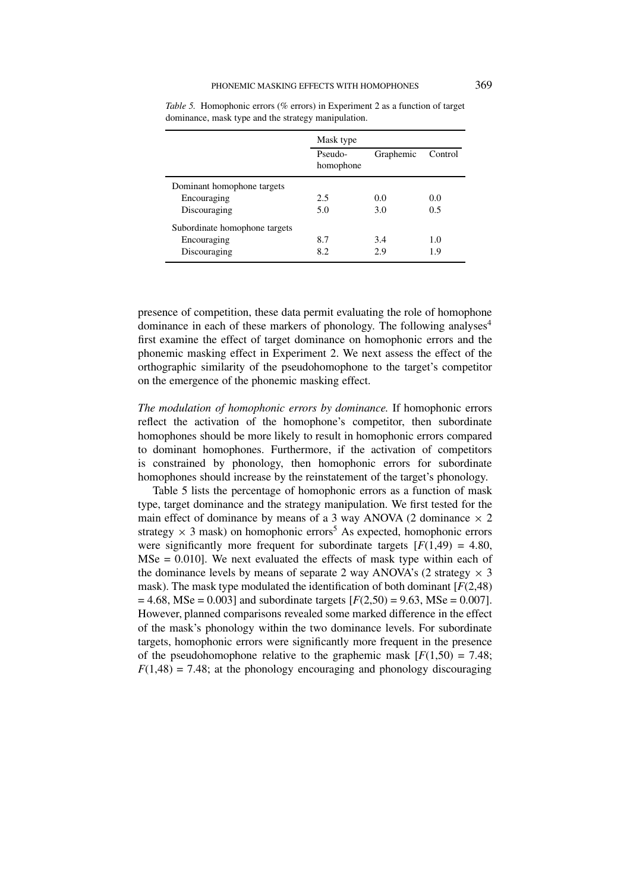*Table 5.* Homophonic errors (% errors) in Experiment 2 as a function of target dominance, mask type and the strategy manipulation.

| | Mask type | | |
|---|---|---|---|
| | Pseudo-homophone | Graphemic | Control |
| Dominant homophone targets | | | |
| Encouraging | 2.5 | 0.0 | 0.0 |
| Discouraging | 5.0 | 3.0 | 0.5 |
| Subordinate homophone targets | | | |
| Encouraging | 8.7 | 3.4 | 1.0 |
| Discouraging | 8.2 | 2.9 | 1.9 |

presence of competition, these data permit evaluating the role of homophone dominance in each of these markers of phonology. The following analyses[4] first examine the effect of target dominance on homophonic errors and the phonemic masking effect in Experiment 2. We next assess the effect of the orthographic similarity of the pseudohomophone to the target's competitor on the emergence of the phonemic masking effect.

*The modulation of homophonic errors by dominance.* If homophonic errors reflect the activation of the homophone's competitor, then subordinate homophones should be more likely to result in homophonic errors compared to dominant homophones. Furthermore, if the activation of competitors is constrained by phonology, then homophonic errors for subordinate homophones should increase by the reinstatement of the target's phonology.

Table 5 lists the percentage of homophonic errors as a function of mask type, target dominance and the strategy manipulation. We first tested for the main effect of dominance by means of a 3 way ANOVA (2 dominance $\times$ 2 strategy $\times$ 3 mask) on homophonic errors[5] As expected, homophonic errors were significantly more frequent for subordinate targets [$F(1,49) = 4.80$, MSe = 0.010]. We next evaluated the effects of mask type within each of the dominance levels by means of separate 2 way ANOVA's (2 strategy $\times$ 3 mask). The mask type modulated the identification of both dominant [$F(2,48) = 4.68$, MSe = 0.003] and subordinate targets [$F(2,50) = 9.63$, MSe = 0.007]. However, planned comparisons revealed some marked difference in the effect of the mask's phonology within the two dominance levels. For subordinate targets, homophonic errors were significantly more frequent in the presence of the pseudohomophone relative to the graphemic mask [$F(1,50) = 7.48$; $F(1,48) = 7.48$; at the phonology encouraging and phonology discouraging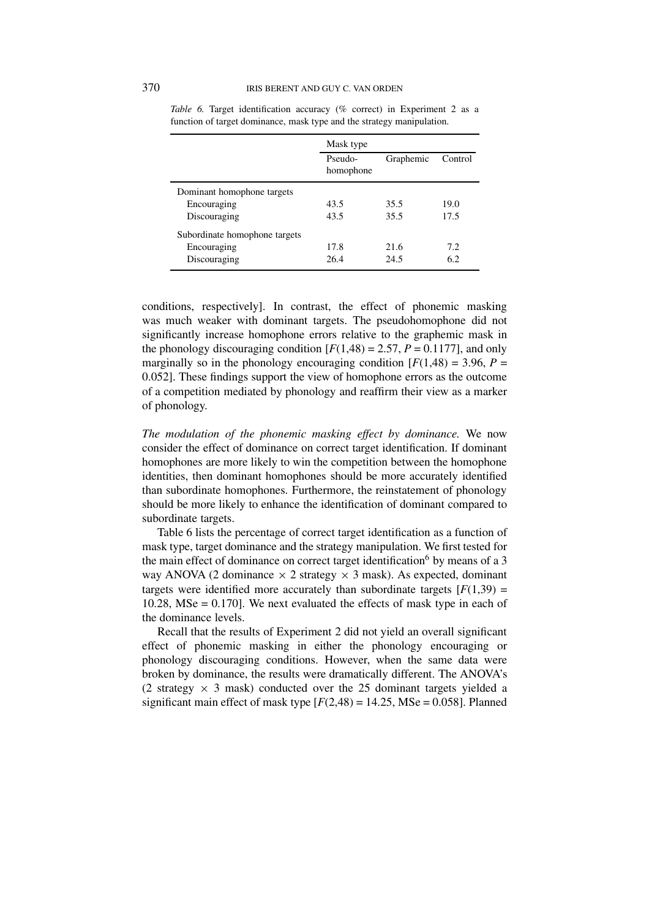*Table 6.* Target identification accuracy (% correct) in Experiment 2 as a function of target dominance, mask type and the strategy manipulation.

| | Mask type | | |
|---|---|---|---|
| | Pseudo-homophone | Graphemic | Control |
| Dominant homophone targets | | | |
| Encouraging | 43.5 | 35.5 | 19.0 |
| Discouraging | 43.5 | 35.5 | 17.5 |
| Subordinate homophone targets | | | |
| Encouraging | 17.8 | 21.6 | 7.2 |
| Discouraging | 26.4 | 24.5 | 6.2 |

conditions, respectively]. In contrast, the effect of phonemic masking was much weaker with dominant targets. The pseudohomophone did not significantly increase homophone errors relative to the graphemic mask in the phonology discouraging condition [$F(1,48) = 2.57$, $P = 0.1177$], and only marginally so in the phonology encouraging condition [$F(1,48) = 3.96$, $P = 0.052$]. These findings support the view of homophone errors as the outcome of a competition mediated by phonology and reaffirm their view as a marker of phonology.

*The modulation of the phonemic masking effect by dominance.* We now consider the effect of dominance on correct target identification. If dominant homophones are more likely to win the competition between the homophone identities, then dominant homophones should be more accurately identified than subordinate homophones. Furthermore, the reinstatement of phonology should be more likely to enhance the identification of dominant compared to subordinate targets.

Table 6 lists the percentage of correct target identification as a function of mask type, target dominance and the strategy manipulation. We first tested for the main effect of dominance on correct target identification[6] by means of a 3 way ANOVA (2 dominance × 2 strategy × 3 mask). As expected, dominant targets were identified more accurately than subordinate targets [$F(1,39) = 10.28$, MSe = 0.170]. We next evaluated the effects of mask type in each of the dominance levels.

Recall that the results of Experiment 2 did not yield an overall significant effect of phonemic masking in either the phonology encouraging or phonology discouraging conditions. However, when the same data were broken by dominance, the results were dramatically different. The ANOVA's (2 strategy × 3 mask) conducted over the 25 dominant targets yielded a significant main effect of mask type [$F(2,48) = 14.25$, MSe = 0.058]. Planned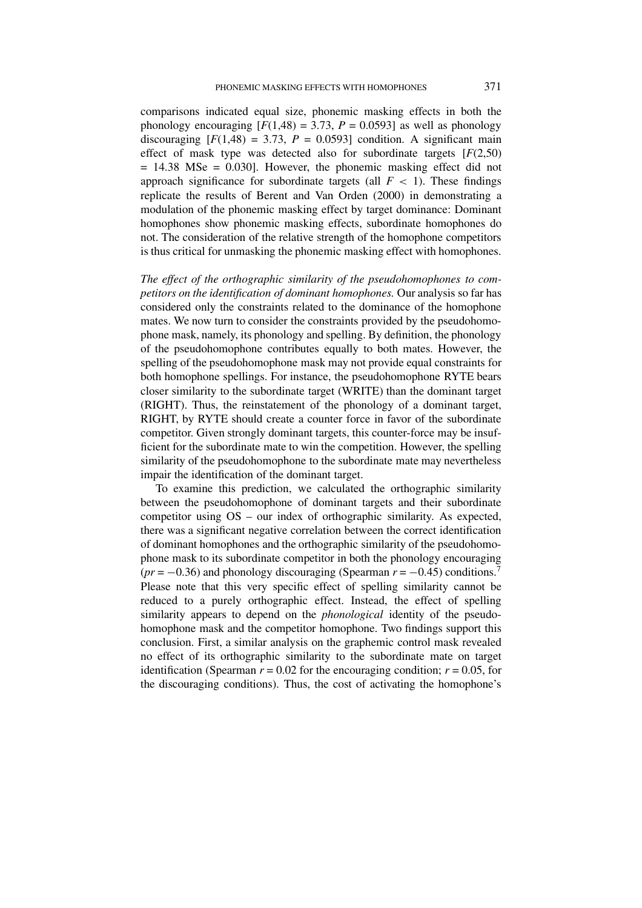comparisons indicated equal size, phonemic masking effects in both the phonology encouraging [$F(1,48) = 3.73$, $P = 0.0593$] as well as phonology discouraging [$F(1,48) = 3.73$, $P = 0.0593$] condition. A significant main effect of mask type was detected also for subordinate targets [$F(2,50) = 14.38$ MSe = 0.030]. However, the phonemic masking effect did not approach significance for subordinate targets (all $F < 1$). These findings replicate the results of Berent and Van Orden (2000) in demonstrating a modulation of the phonemic masking effect by target dominance: Dominant homophones show phonemic masking effects, subordinate homophones do not. The consideration of the relative strength of the homophone competitors is thus critical for unmasking the phonemic masking effect with homophones.

*The effect of the orthographic similarity of the pseudohomophones to competitors on the identification of dominant homophones.* Our analysis so far has considered only the constraints related to the dominance of the homophone mates. We now turn to consider the constraints provided by the pseudohomophone mask, namely, its phonology and spelling. By definition, the phonology of the pseudohomophone contributes equally to both mates. However, the spelling of the pseudohomophone mask may not provide equal constraints for both homophone spellings. For instance, the pseudohomophone RYTE bears closer similarity to the subordinate target (WRITE) than the dominant target (RIGHT). Thus, the reinstatement of the phonology of a dominant target, RIGHT, by RYTE should create a counter force in favor of the subordinate competitor. Given strongly dominant targets, this counter-force may be insufficient for the subordinate mate to win the competition. However, the spelling similarity of the pseudohomophone to the subordinate mate may nevertheless impair the identification of the dominant target.

To examine this prediction, we calculated the orthographic similarity between the pseudohomophone of dominant targets and their subordinate competitor using OS – our index of orthographic similarity. As expected, there was a significant negative correlation between the correct identification of dominant homophones and the orthographic similarity of the pseudohomophone mask to its subordinate competitor in both the phonology encouraging ($pr = -0.36$) and phonology discouraging (Spearman $r = -0.45$) conditions.[7] Please note that this very specific effect of spelling similarity cannot be reduced to a purely orthographic effect. Instead, the effect of spelling similarity appears to depend on the *phonological* identity of the pseudohomophone mask and the competitor homophone. Two findings support this conclusion. First, a similar analysis on the graphemic control mask revealed no effect of its orthographic similarity to the subordinate mate on target identification (Spearman $r = 0.02$ for the encouraging condition; $r = 0.05$, for the discouraging conditions). Thus, the cost of activating the homophone's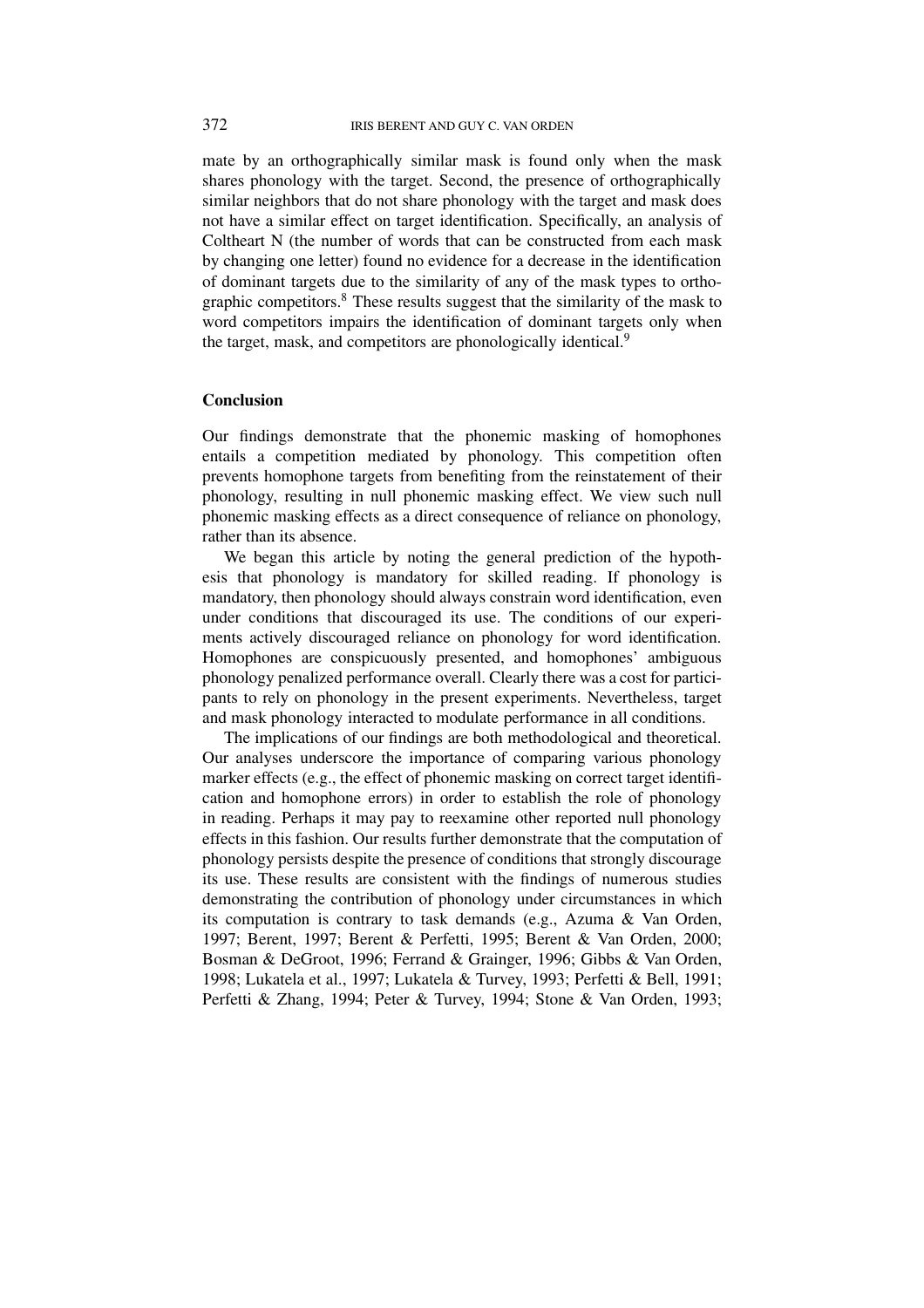mate by an orthographically similar mask is found only when the mask shares phonology with the target. Second, the presence of orthographically similar neighbors that do not share phonology with the target and mask does not have a similar effect on target identification. Specifically, an analysis of Coltheart N (the number of words that can be constructed from each mask by changing one letter) found no evidence for a decrease in the identification of dominant targets due to the similarity of any of the mask types to orthographic competitors.[8] These results suggest that the similarity of the mask to word competitors impairs the identification of dominant targets only when the target, mask, and competitors are phonologically identical.[9]

## Conclusion

Our findings demonstrate that the phonemic masking of homophones entails a competition mediated by phonology. This competition often prevents homophone targets from benefiting from the reinstatement of their phonology, resulting in null phonemic masking effect. We view such null phonemic masking effects as a direct consequence of reliance on phonology, rather than its absence.

We began this article by noting the general prediction of the hypothesis that phonology is mandatory for skilled reading. If phonology is mandatory, then phonology should always constrain word identification, even under conditions that discouraged its use. The conditions of our experiments actively discouraged reliance on phonology for word identification. Homophones are conspicuously presented, and homophones' ambiguous phonology penalized performance overall. Clearly there was a cost for participants to rely on phonology in the present experiments. Nevertheless, target and mask phonology interacted to modulate performance in all conditions.

The implications of our findings are both methodological and theoretical. Our analyses underscore the importance of comparing various phonology marker effects (e.g., the effect of phonemic masking on correct target identification and homophone errors) in order to establish the role of phonology in reading. Perhaps it may pay to reexamine other reported null phonology effects in this fashion. Our results further demonstrate that the computation of phonology persists despite the presence of conditions that strongly discourage its use. These results are consistent with the findings of numerous studies demonstrating the contribution of phonology under circumstances in which its computation is contrary to task demands (e.g., Azuma & Van Orden, 1997; Berent, 1997; Berent & Perfetti, 1995; Berent & Van Orden, 2000; Bosman & DeGroot, 1996; Ferrand & Grainger, 1996; Gibbs & Van Orden, 1998; Lukatela et al., 1997; Lukatela & Turvey, 1993; Perfetti & Bell, 1991; Perfetti & Zhang, 1994; Peter & Turvey, 1994; Stone & Van Orden, 1993;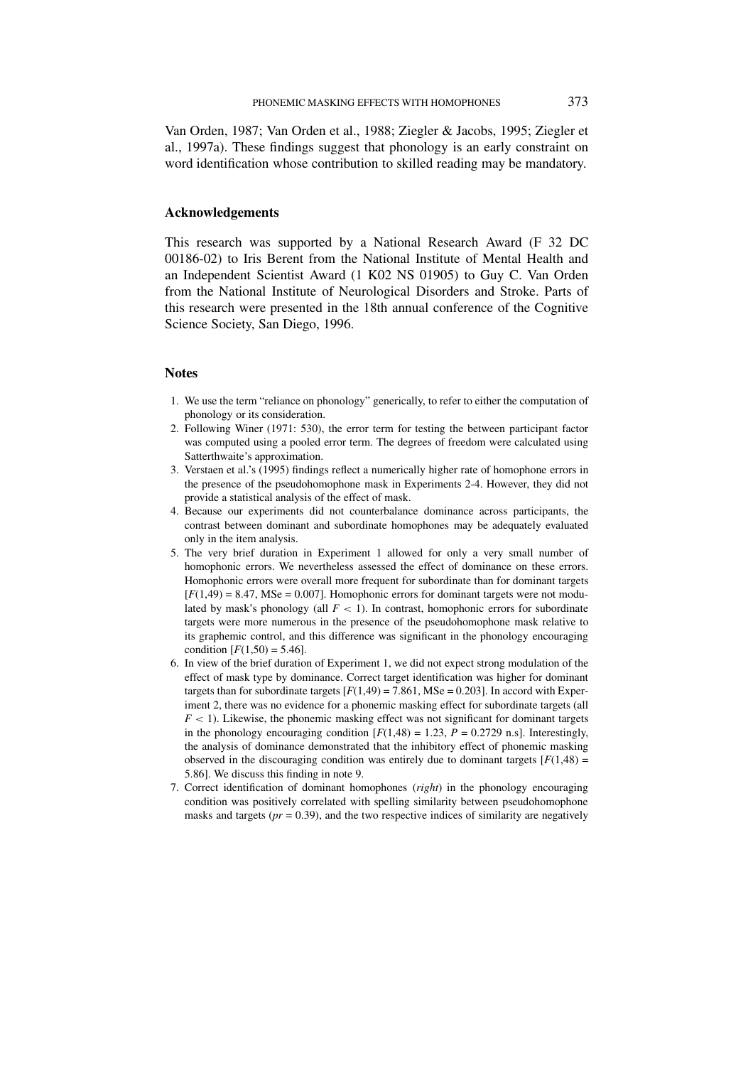Van Orden, 1987; Van Orden et al., 1988; Ziegler & Jacobs, 1995; Ziegler et al., 1997a). These findings suggest that phonology is an early constraint on word identification whose contribution to skilled reading may be mandatory.

## Acknowledgements

This research was supported by a National Research Award (F 32 DC 00186-02) to Iris Berent from the National Institute of Mental Health and an Independent Scientist Award (1 K02 NS 01905) to Guy C. Van Orden from the National Institute of Neurological Disorders and Stroke. Parts of this research were presented in the 18th annual conference of the Cognitive Science Society, San Diego, 1996.

## Notes

1. We use the term "reliance on phonology" generically, to refer to either the computation of phonology or its consideration.
2. Following Winer (1971: 530), the error term for testing the between participant factor was computed using a pooled error term. The degrees of freedom were calculated using Satterthwaite's approximation.
3. Verstaen et al.'s (1995) findings reflect a numerically higher rate of homophone errors in the presence of the pseudohomophone mask in Experiments 2-4. However, they did not provide a statistical analysis of the effect of mask.
4. Because our experiments did not counterbalance dominance across participants, the contrast between dominant and subordinate homophones may be adequately evaluated only in the item analysis.
5. The very brief duration in Experiment 1 allowed for only a very small number of homophonic errors. We nevertheless assessed the effect of dominance on these errors. Homophonic errors were overall more frequent for subordinate than for dominant targets [$F(1,49) = 8.47$, MSe = 0.007]. Homophonic errors for dominant targets were not modulated by mask's phonology (all $F < 1$). In contrast, homophonic errors for subordinate targets were more numerous in the presence of the pseudohomophone mask relative to its graphemic control, and this difference was significant in the phonology encouraging condition [$F(1,50) = 5.46$].
6. In view of the brief duration of Experiment 1, we did not expect strong modulation of the effect of mask type by dominance. Correct target identification was higher for dominant targets than for subordinate targets [$F(1,49) = 7.861$, MSe = 0.203]. In accord with Experiment 2, there was no evidence for a phonemic masking effect for subordinate targets (all $F < 1$). Likewise, the phonemic masking effect was not significant for dominant targets in the phonology encouraging condition [$F(1,48) = 1.23$, $P = 0.2729$ n.s]. Interestingly, the analysis of dominance demonstrated that the inhibitory effect of phonemic masking observed in the discouraging condition was entirely due to dominant targets [$F(1,48) = 5.86$]. We discuss this finding in note 9.
7. Correct identification of dominant homophones (*right*) in the phonology encouraging condition was positively correlated with spelling similarity between pseudohomophone masks and targets ($pr = 0.39$), and the two respective indices of similarity are negatively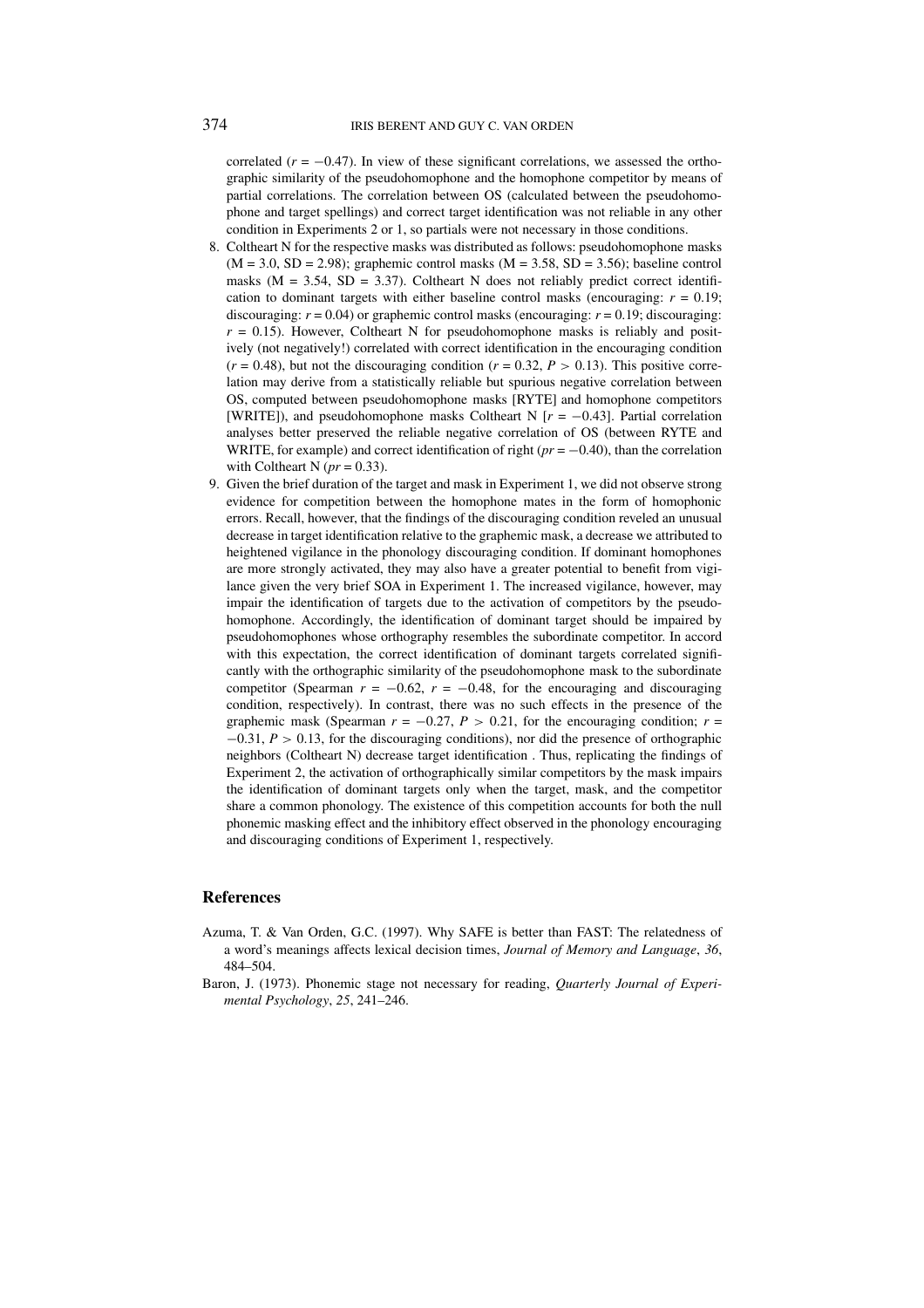correlated ($r = -0.47$). In view of these significant correlations, we assessed the orthographic similarity of the pseudohomophone and the homophone competitor by means of partial correlations. The correlation between OS (calculated between the pseudohomophone and target spellings) and correct target identification was not reliable in any other condition in Experiments 2 or 1, so partials were not necessary in those conditions.

8. Coltheart N for the respective masks was distributed as follows: pseudohomophone masks (M = 3.0, SD = 2.98); graphemic control masks (M = 3.58, SD = 3.56); baseline control masks (M = 3.54, SD = 3.37). Coltheart N does not reliably predict correct identification to dominant targets with either baseline control masks (encouraging: $r = 0.19$; discouraging: $r = 0.04$) or graphemic control masks (encouraging: $r = 0.19$; discouraging: $r = 0.15$). However, Coltheart N for pseudohomophone masks is reliably and positively (not negatively!) correlated with correct identification in the encouraging condition ($r = 0.48$), but not the discouraging condition ($r = 0.32$, $P > 0.13$). This positive correlation may derive from a statistically reliable but spurious negative correlation between OS, computed between pseudohomophone masks [RYTE] and homophone competitors [WRITE]), and pseudohomophone masks Coltheart N [$r = -0.43$]. Partial correlation analyses better preserved the reliable negative correlation of OS (between RYTE and WRITE, for example) and correct identification of right ($pr = -0.40$), than the correlation with Coltheart N ($pr = 0.33$).
9. Given the brief duration of the target and mask in Experiment 1, we did not observe strong evidence for competition between the homophone mates in the form of homophonic errors. Recall, however, that the findings of the discouraging condition reveled an unusual decrease in target identification relative to the graphemic mask, a decrease we attributed to heightened vigilance in the phonology discouraging condition. If dominant homophones are more strongly activated, they may also have a greater potential to benefit from vigilance given the very brief SOA in Experiment 1. The increased vigilance, however, may impair the identification of targets due to the activation of competitors by the pseudohomophone. Accordingly, the identification of dominant target should be impaired by pseudohomophones whose orthography resembles the subordinate competitor. In accord with this expectation, the correct identification of dominant targets correlated significantly with the orthographic similarity of the pseudohomophone mask to the subordinate competitor (Spearman $r = -0.62$, $r = -0.48$, for the encouraging and discouraging condition, respectively). In contrast, there was no such effects in the presence of the graphemic mask (Spearman $r = -0.27$, $P > 0.21$, for the encouraging condition; $r = -0.31$, $P > 0.13$, for the discouraging conditions), nor did the presence of orthographic neighbors (Coltheart N) decrease target identification . Thus, replicating the findings of Experiment 2, the activation of orthographically similar competitors by the mask impairs the identification of dominant targets only when the target, mask, and the competitor share a common phonology. The existence of this competition accounts for both the null phonemic masking effect and the inhibitory effect observed in the phonology encouraging and discouraging conditions of Experiment 1, respectively.

## References

Azuma, T. & Van Orden, G.C. (1997). Why SAFE is better than FAST: The relatedness of a word's meanings affects lexical decision times, *Journal of Memory and Language*, *36*, 484–504.

Baron, J. (1973). Phonemic stage not necessary for reading, *Quarterly Journal of Experimental Psychology*, *25*, 241–246.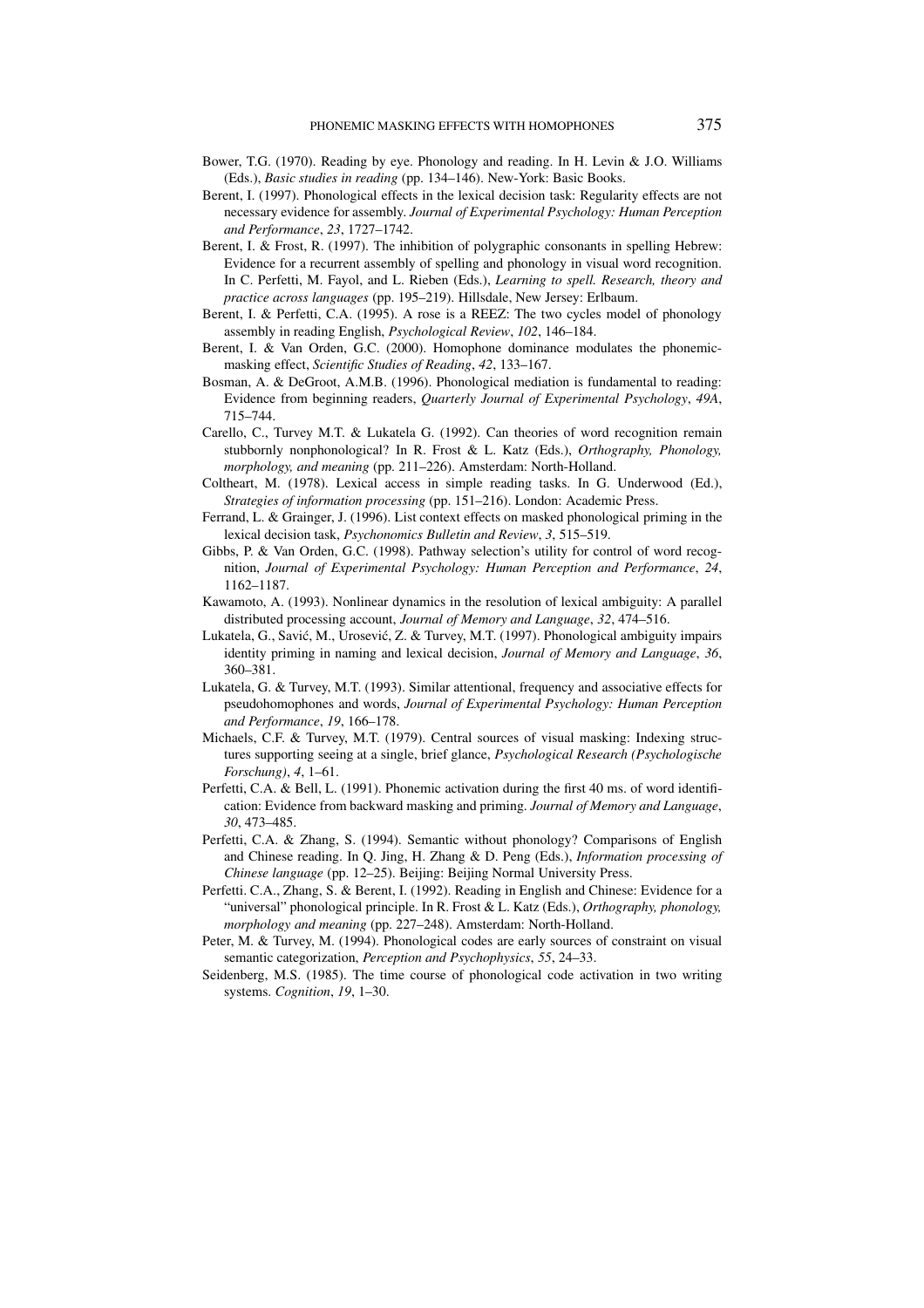Bower, T.G. (1970). Reading by eye. Phonology and reading. In H. Levin & J.O. Williams (Eds.), *Basic studies in reading* (pp. 134–146). New-York: Basic Books.

Berent, I. (1997). Phonological effects in the lexical decision task: Regularity effects are not necessary evidence for assembly. *Journal of Experimental Psychology: Human Perception and Performance*, *23*, 1727–1742.

Berent, I. & Frost, R. (1997). The inhibition of polygraphic consonants in spelling Hebrew: Evidence for a recurrent assembly of spelling and phonology in visual word recognition. In C. Perfetti, M. Fayol, and L. Rieben (Eds.), *Learning to spell. Research, theory and practice across languages* (pp. 195–219). Hillsdale, New Jersey: Erlbaum.

Berent, I. & Perfetti, C.A. (1995). A rose is a REEZ: The two cycles model of phonology assembly in reading English, *Psychological Review*, *102*, 146–184.

Berent, I. & Van Orden, G.C. (2000). Homophone dominance modulates the phonemic-masking effect, *Scientific Studies of Reading*, *42*, 133–167.

Bosman, A. & DeGroot, A.M.B. (1996). Phonological mediation is fundamental to reading: Evidence from beginning readers, *Quarterly Journal of Experimental Psychology*, *49A*, 715–744.

Carello, C., Turvey M.T. & Lukatela G. (1992). Can theories of word recognition remain stubbornly nonphonological? In R. Frost & L. Katz (Eds.), *Orthography, Phonology, morphology, and meaning* (pp. 211–226). Amsterdam: North-Holland.

Coltheart, M. (1978). Lexical access in simple reading tasks. In G. Underwood (Ed.), *Strategies of information processing* (pp. 151–216). London: Academic Press.

Ferrand, L. & Grainger, J. (1996). List context effects on masked phonological priming in the lexical decision task, *Psychonomics Bulletin and Review*, *3*, 515–519.

Gibbs, P. & Van Orden, G.C. (1998). Pathway selection's utility for control of word recognition, *Journal of Experimental Psychology: Human Perception and Performance*, *24*, 1162–1187.

Kawamoto, A. (1993). Nonlinear dynamics in the resolution of lexical ambiguity: A parallel distributed processing account, *Journal of Memory and Language*, *32*, 474–516.

Lukatela, G., Savić, M., Urosević, Z. & Turvey, M.T. (1997). Phonological ambiguity impairs identity priming in naming and lexical decision, *Journal of Memory and Language*, *36*, 360–381.

Lukatela, G. & Turvey, M.T. (1993). Similar attentional, frequency and associative effects for pseudohomophones and words, *Journal of Experimental Psychology: Human Perception and Performance*, *19*, 166–178.

Michaels, C.F. & Turvey, M.T. (1979). Central sources of visual masking: Indexing structures supporting seeing at a single, brief glance, *Psychological Research (Psychologische Forschung)*, *4*, 1–61.

Perfetti, C.A. & Bell, L. (1991). Phonemic activation during the first 40 ms. of word identification: Evidence from backward masking and priming. *Journal of Memory and Language*, *30*, 473–485.

Perfetti, C.A. & Zhang, S. (1994). Semantic without phonology? Comparisons of English and Chinese reading. In Q. Jing, H. Zhang & D. Peng (Eds.), *Information processing of Chinese language* (pp. 12–25). Beijing: Beijing Normal University Press.

Perfetti. C.A., Zhang, S. & Berent, I. (1992). Reading in English and Chinese: Evidence for a "universal" phonological principle. In R. Frost & L. Katz (Eds.), *Orthography, phonology, morphology and meaning* (pp. 227–248). Amsterdam: North-Holland.

Peter, M. & Turvey, M. (1994). Phonological codes are early sources of constraint on visual semantic categorization, *Perception and Psychophysics*, *55*, 24–33.

Seidenberg, M.S. (1985). The time course of phonological code activation in two writing systems. *Cognition*, *19*, 1–30.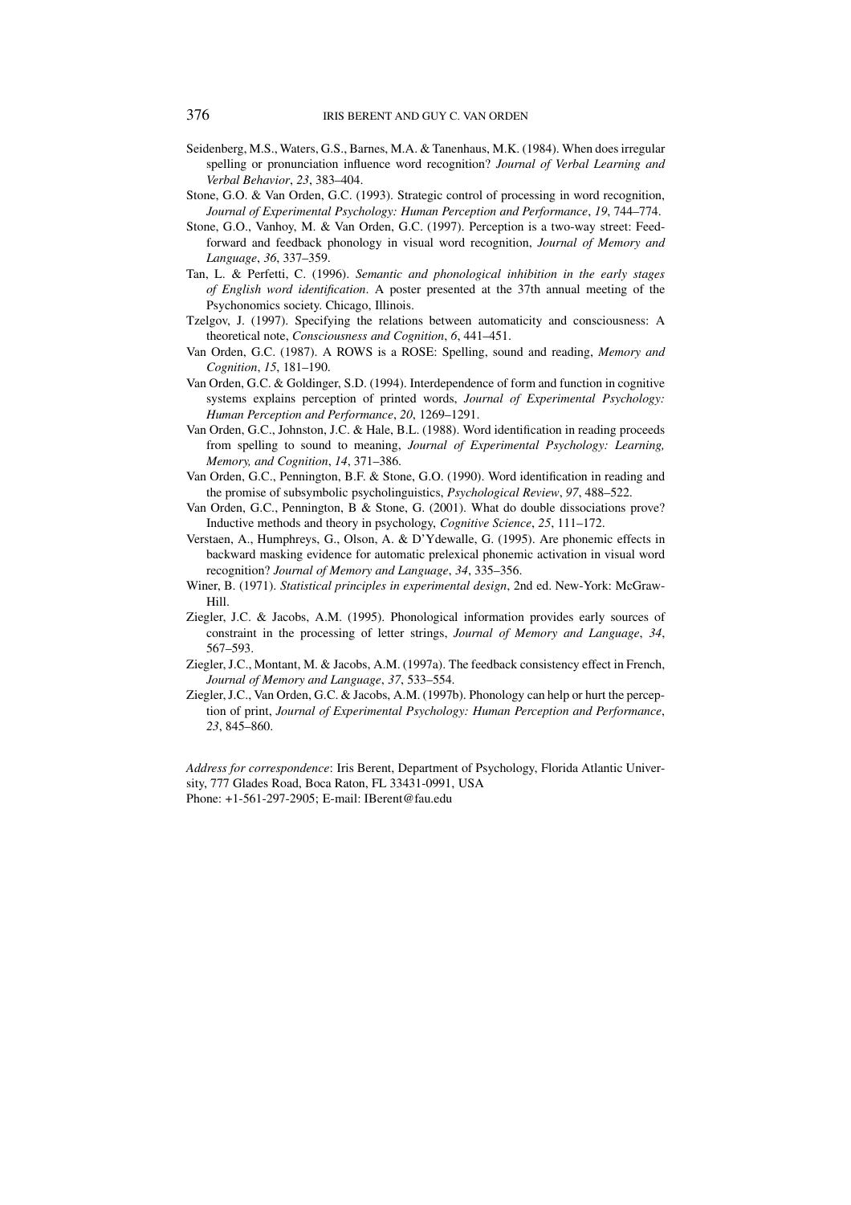Seidenberg, M.S., Waters, G.S., Barnes, M.A. & Tanenhaus, M.K. (1984). When does irregular spelling or pronunciation influence word recognition? *Journal of Verbal Learning and Verbal Behavior*, *23*, 383–404.

Stone, G.O. & Van Orden, G.C. (1993). Strategic control of processing in word recognition, *Journal of Experimental Psychology: Human Perception and Performance*, *19*, 744–774.

Stone, G.O., Vanhoy, M. & Van Orden, G.C. (1997). Perception is a two-way street: Feedforward and feedback phonology in visual word recognition, *Journal of Memory and Language*, *36*, 337–359.

Tan, L. & Perfetti, C. (1996). *Semantic and phonological inhibition in the early stages of English word identification*. A poster presented at the 37th annual meeting of the Psychonomics society. Chicago, Illinois.

Tzelgov, J. (1997). Specifying the relations between automaticity and consciousness: A theoretical note, *Consciousness and Cognition*, *6*, 441–451.

Van Orden, G.C. (1987). A ROWS is a ROSE: Spelling, sound and reading, *Memory and Cognition*, *15*, 181–190.

Van Orden, G.C. & Goldinger, S.D. (1994). Interdependence of form and function in cognitive systems explains perception of printed words, *Journal of Experimental Psychology: Human Perception and Performance*, *20*, 1269–1291.

Van Orden, G.C., Johnston, J.C. & Hale, B.L. (1988). Word identification in reading proceeds from spelling to sound to meaning, *Journal of Experimental Psychology: Learning, Memory, and Cognition*, *14*, 371–386.

Van Orden, G.C., Pennington, B.F. & Stone, G.O. (1990). Word identification in reading and the promise of subsymbolic psycholinguistics, *Psychological Review*, *97*, 488–522.

Van Orden, G.C., Pennington, B & Stone, G. (2001). What do double dissociations prove? Inductive methods and theory in psychology, *Cognitive Science*, *25*, 111–172.

Verstaen, A., Humphreys, G., Olson, A. & D'Ydewalle, G. (1995). Are phonemic effects in backward masking evidence for automatic prelexical phonemic activation in visual word recognition? *Journal of Memory and Language*, *34*, 335–356.

Winer, B. (1971). *Statistical principles in experimental design*, 2nd ed. New-York: McGraw-Hill.

Ziegler, J.C. & Jacobs, A.M. (1995). Phonological information provides early sources of constraint in the processing of letter strings, *Journal of Memory and Language*, *34*, 567–593.

Ziegler, J.C., Montant, M. & Jacobs, A.M. (1997a). The feedback consistency effect in French, *Journal of Memory and Language*, *37*, 533–554.

Ziegler, J.C., Van Orden, G.C. & Jacobs, A.M. (1997b). Phonology can help or hurt the perception of print, *Journal of Experimental Psychology: Human Perception and Performance*, *23*, 845–860.

*Address for correspondence*: Iris Berent, Department of Psychology, Florida Atlantic University, 777 Glades Road, Boca Raton, FL 33431-0991, USA
Phone: +1-561-297-2905; E-mail: IBerent@fau.edu